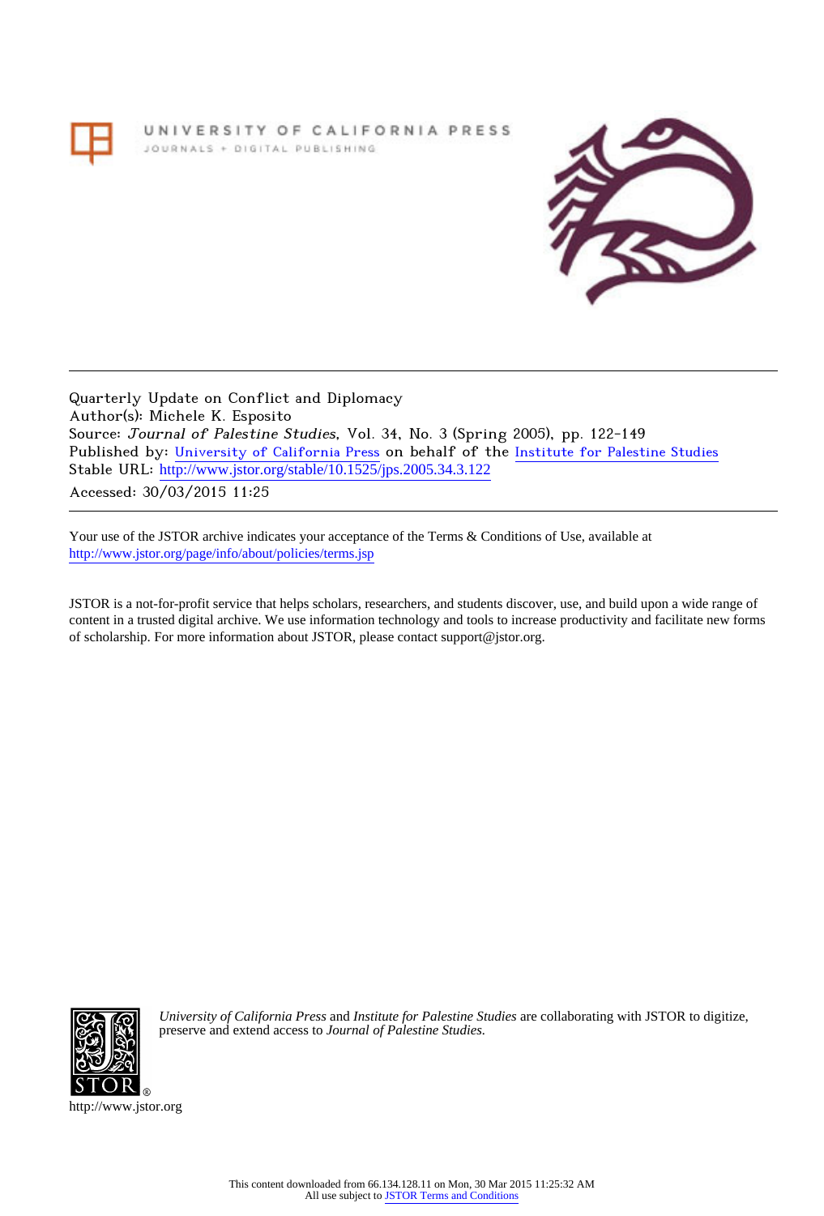UNIVERSITY OF CALIFORNIA PRESS
JOURNALS + DIGITAL PUBLISHING

Quarterly Update on Conflict and Diplomacy
Author(s): Michele K. Esposito
Source: *Journal of Palestine Studies*, Vol. 34, No. 3 (Spring 2005), pp. 122-149
Published by: University of California Press on behalf of the Institute for Palestine Studies
Stable URL: http://www.jstor.org/stable/10.1525/jps.2005.34.3.122
Accessed: 30/03/2015 11:25

Your use of the JSTOR archive indicates your acceptance of the Terms & Conditions of Use, available at http://www.jstor.org/page/info/about/policies/terms.jsp

JSTOR is a not-for-profit service that helps scholars, researchers, and students discover, use, and build upon a wide range of content in a trusted digital archive. We use information technology and tools to increase productivity and facilitate new forms of scholarship. For more information about JSTOR, please contact support@jstor.org.

*University of California Press* and *Institute for Palestine Studies* are collaborating with JSTOR to digitize, preserve and extend access to *Journal of Palestine Studies.*

http://www.jstor.org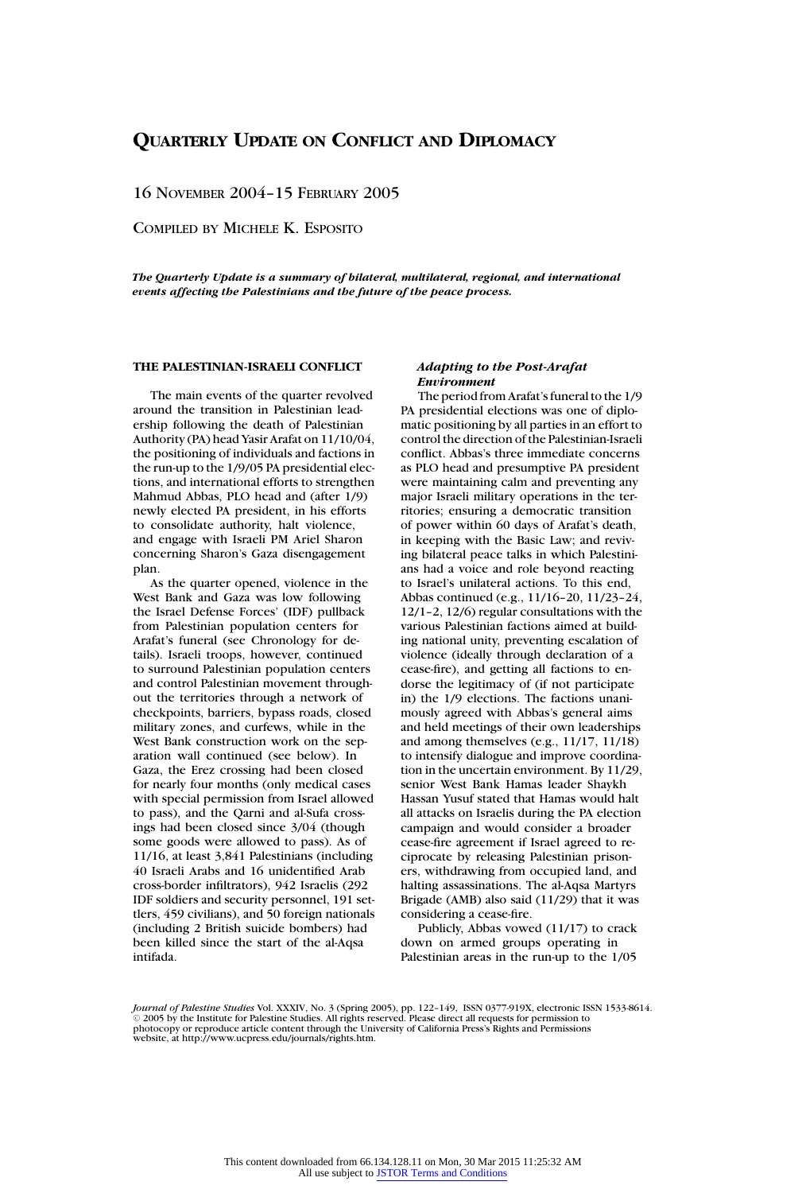# QUARTERLY UPDATE ON CONFLICT AND DIPLOMACY

16 NOVEMBER 2004–15 FEBRUARY 2005

COMPILED BY MICHELE K. ESPOSITO

***The Quarterly Update is a summary of bilateral, multilateral, regional, and international events affecting the Palestinians and the future of the peace process.***

## THE PALESTINIAN-ISRAELI CONFLICT

The main events of the quarter revolved around the transition in Palestinian leadership following the death of Palestinian Authority (PA) head Yasir Arafat on 11/10/04, the positioning of individuals and factions in the run-up to the 1/9/05 PA presidential elections, and international efforts to strengthen Mahmud Abbas, PLO head and (after 1/9) newly elected PA president, in his efforts to consolidate authority, halt violence, and engage with Israeli PM Ariel Sharon concerning Sharon's Gaza disengagement plan.

As the quarter opened, violence in the West Bank and Gaza was low following the Israel Defense Forces' (IDF) pullback from Palestinian population centers for Arafat's funeral (see Chronology for details). Israeli troops, however, continued to surround Palestinian population centers and control Palestinian movement throughout the territories through a network of checkpoints, barriers, bypass roads, closed military zones, and curfews, while in the West Bank construction work on the separation wall continued (see below). In Gaza, the Erez crossing had been closed for nearly four months (only medical cases with special permission from Israel allowed to pass), and the Qarni and al-Sufa crossings had been closed since 3/04 (though some goods were allowed to pass). As of 11/16, at least 3,841 Palestinians (including 40 Israeli Arabs and 16 unidentified Arab cross-border infiltrators), 942 Israelis (292 IDF soldiers and security personnel, 191 settlers, 459 civilians), and 50 foreign nationals (including 2 British suicide bombers) had been killed since the start of the al-Aqsa intifada.

### *Adapting to the Post-Arafat Environment*

The period from Arafat's funeral to the 1/9 PA presidential elections was one of diplomatic positioning by all parties in an effort to control the direction of the Palestinian-Israeli conflict. Abbas's three immediate concerns as PLO head and presumptive PA president were maintaining calm and preventing any major Israeli military operations in the territories; ensuring a democratic transition of power within 60 days of Arafat's death, in keeping with the Basic Law; and reviving bilateral peace talks in which Palestinians had a voice and role beyond reacting to Israel's unilateral actions. To this end, Abbas continued (e.g., 11/16–20, 11/23–24, 12/1–2, 12/6) regular consultations with the various Palestinian factions aimed at building national unity, preventing escalation of violence (ideally through declaration of a cease-fire), and getting all factions to endorse the legitimacy of (if not participate in) the 1/9 elections. The factions unanimously agreed with Abbas's general aims and held meetings of their own leaderships and among themselves (e.g., 11/17, 11/18) to intensify dialogue and improve coordination in the uncertain environment. By 11/29, senior West Bank Hamas leader Shaykh Hassan Yusuf stated that Hamas would halt all attacks on Israelis during the PA election campaign and would consider a broader cease-fire agreement if Israel agreed to reciprocate by releasing Palestinian prisoners, withdrawing from occupied land, and halting assassinations. The al-Aqsa Martyrs Brigade (AMB) also said (11/29) that it was considering a cease-fire.

Publicly, Abbas vowed (11/17) to crack down on armed groups operating in Palestinian areas in the run-up to the 1/05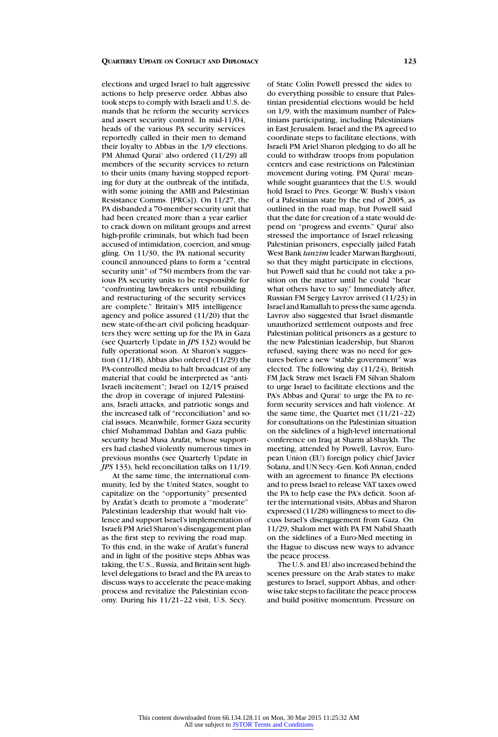elections and urged Israel to halt aggressive actions to help preserve order. Abbas also took steps to comply with Israeli and U.S. demands that he reform the security services and assert security control. In mid-11/04, heads of the various PA security services reportedly called in their men to demand their loyalty to Abbas in the 1/9 elections. PM Ahmad Qurai' also ordered (11/29) all members of the security services to return to their units (many having stopped reporting for duty at the outbreak of the intifada, with some joining the AMB and Palestinian Resistance Comms. [PRCs]). On 11/27, the PA disbanded a 70-member security unit that had been created more than a year earlier to crack down on militant groups and arrest high-profile criminals, but which had been accused of intimidation, coercion, and smuggling. On 11/30, the PA national security council announced plans to form a "central security unit" of 750 members from the various PA security units to be responsible for "confronting lawbreakers until rebuilding and restructuring of the security services are complete." Britain's MI5 intelligence agency and police assured (11/20) that the new state-of-the-art civil policing headquarters they were setting up for the PA in Gaza (see Quarterly Update in *JPS* 132) would be fully operational soon. At Sharon's suggestion (11/18), Abbas also ordered (11/29) the PA-controlled media to halt broadcast of any material that could be interpreted as "anti-Israeli incitement"; Israel on 12/15 praised the drop in coverage of injured Palestinians, Israeli attacks, and patriotic songs and the increased talk of "reconciliation" and social issues. Meanwhile, former Gaza security chief Muhammad Dahlan and Gaza public security head Musa Arafat, whose supporters had clashed violently numerous times in previous months (see Quarterly Update in *JPS* 133), held reconciliation talks on 11/19.

At the same time, the international community, led by the United States, sought to capitalize on the "opportunity" presented by Arafat's death to promote a "moderate" Palestinian leadership that would halt violence and support Israel's implementation of Israeli PM Ariel Sharon's disengagement plan as the first step to reviving the road map. To this end, in the wake of Arafat's funeral and in light of the positive steps Abbas was taking, the U.S., Russia, and Britain sent high-level delegations to Israel and the PA areas to discuss ways to accelerate the peace-making process and revitalize the Palestinian economy. During his 11/21–22 visit, U.S. Secy. of State Colin Powell pressed the sides to do everything possible to ensure that Palestinian presidential elections would be held on 1/9, with the maximum number of Palestinians participating, including Palestinians in East Jerusalem. Israel and the PA agreed to coordinate steps to facilitate elections, with Israeli PM Ariel Sharon pledging to do all he could to withdraw troops from population centers and ease restrictions on Palestinian movement during voting. PM Qurai' meanwhile sought guarantees that the U.S. would hold Israel to Pres. George W. Bush's vision of a Palestinian state by the end of 2005, as outlined in the road map, but Powell said that the date for creation of a state would depend on "progress and events." Qurai' also stressed the importance of Israel releasing Palestinian prisoners, especially jailed Fatah West Bank *tanzim* leader Marwan Barghouti, so that they might participate in elections, but Powell said that he could not take a position on the matter until he could "hear what others have to say." Immediately after, Russian FM Sergey Lavrov arrived (11/23) in Israel and Ramallah to press the same agenda. Lavrov also suggested that Israel dismantle unauthorized settlement outposts and free Palestinian political prisoners as a gesture to the new Palestinian leadership, but Sharon refused, saying there was no need for gestures before a new "stable government" was elected. The following day (11/24), British FM Jack Straw met Israeli FM Silvan Shalom to urge Israel to facilitate elections and the PA's Abbas and Qurai' to urge the PA to reform security services and halt violence. At the same time, the Quartet met (11/21–22) for consultations on the Palestinian situation on the sidelines of a high-level international conference on Iraq at Sharm al-Shaykh. The meeting, attended by Powell, Lavrov, European Union (EU) foreign policy chief Javier Solana, and UN Secy.-Gen. Kofi Annan, ended with an agreement to finance PA elections and to press Israel to release VAT taxes owed the PA to help ease the PA's deficit. Soon after the international visits, Abbas and Sharon expressed (11/28) willingness to meet to discuss Israel's disengagement from Gaza. On 11/29, Shalom met with PA FM Nabil Shaath on the sidelines of a Euro-Med meeting in the Hague to discuss new ways to advance the peace process.

The U.S. and EU also increased behind the scenes pressure on the Arab states to make gestures to Israel, support Abbas, and otherwise take steps to facilitate the peace process and build positive momentum. Pressure on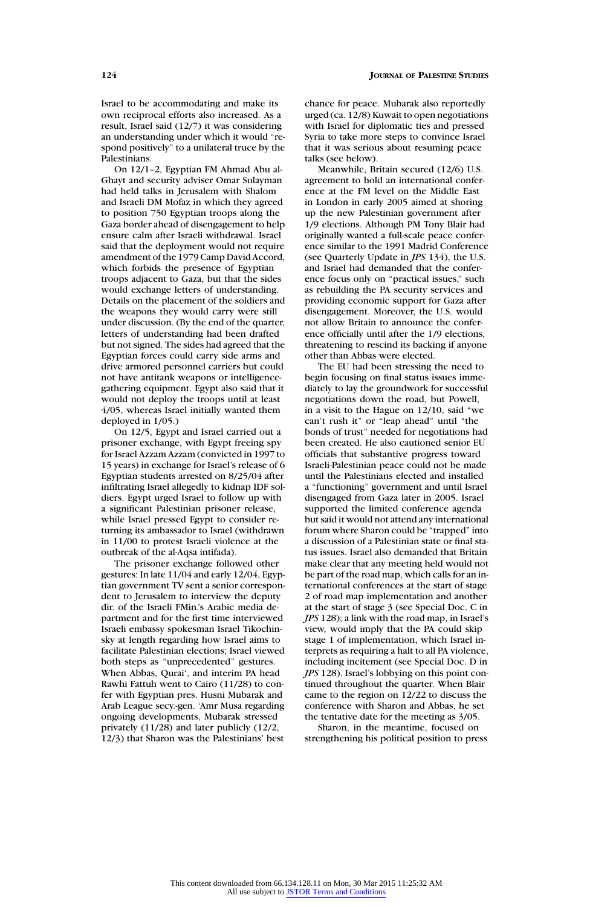Israel to be accommodating and make its own reciprocal efforts also increased. As a result, Israel said (12/7) it was considering an understanding under which it would "respond positively" to a unilateral truce by the Palestinians.

On 12/1–2, Egyptian FM Ahmad Abu al-Ghayt and security adviser Omar Sulayman had held talks in Jerusalem with Shalom and Israeli DM Mofaz in which they agreed to position 750 Egyptian troops along the Gaza border ahead of disengagement to help ensure calm after Israeli withdrawal. Israel said that the deployment would not require amendment of the 1979 Camp David Accord, which forbids the presence of Egyptian troops adjacent to Gaza, but that the sides would exchange letters of understanding. Details on the placement of the soldiers and the weapons they would carry were still under discussion. (By the end of the quarter, letters of understanding had been drafted but not signed. The sides had agreed that the Egyptian forces could carry side arms and drive armored personnel carriers but could not have antitank weapons or intelligence-gathering equipment. Egypt also said that it would not deploy the troops until at least 4/05, whereas Israel initially wanted them deployed in 1/05.)

On 12/5, Egypt and Israel carried out a prisoner exchange, with Egypt freeing spy for Israel Azzam Azzam (convicted in 1997 to 15 years) in exchange for Israel's release of 6 Egyptian students arrested on 8/25/04 after infiltrating Israel allegedly to kidnap IDF soldiers. Egypt urged Israel to follow up with a significant Palestinian prisoner release, while Israel pressed Egypt to consider returning its ambassador to Israel (withdrawn in 11/00 to protest Israeli violence at the outbreak of the al-Aqsa intifada).

The prisoner exchange followed other gestures: In late 11/04 and early 12/04, Egyptian government TV sent a senior correspondent to Jerusalem to interview the deputy dir. of the Israeli FMin.'s Arabic media department and for the first time interviewed Israeli embassy spokesman Israel Tikochinsky at length regarding how Israel aims to facilitate Palestinian elections; Israel viewed both steps as "unprecedented" gestures. When Abbas, Qurai', and interim PA head Rawhi Fattuh went to Cairo (11/28) to confer with Egyptian pres. Husni Mubarak and Arab League secy.-gen. 'Amr Musa regarding ongoing developments, Mubarak stressed privately (11/28) and later publicly (12/2, 12/3) that Sharon was the Palestinians' best chance for peace. Mubarak also reportedly urged (ca. 12/8) Kuwait to open negotiations with Israel for diplomatic ties and pressed Syria to take more steps to convince Israel that it was serious about resuming peace talks (see below).

Meanwhile, Britain secured (12/6) U.S. agreement to hold an international conference at the FM level on the Middle East in London in early 2005 aimed at shoring up the new Palestinian government after 1/9 elections. Although PM Tony Blair had originally wanted a full-scale peace conference similar to the 1991 Madrid Conference (see Quarterly Update in *JPS* 134), the U.S. and Israel had demanded that the conference focus only on "practical issues," such as rebuilding the PA security services and providing economic support for Gaza after disengagement. Moreover, the U.S. would not allow Britain to announce the conference officially until after the 1/9 elections, threatening to rescind its backing if anyone other than Abbas were elected.

The EU had been stressing the need to begin focusing on final status issues immediately to lay the groundwork for successful negotiations down the road, but Powell, in a visit to the Hague on 12/10, said "we can't rush it" or "leap ahead" until "the bonds of trust" needed for negotiations had been created. He also cautioned senior EU officials that substantive progress toward Israeli-Palestinian peace could not be made until the Palestinians elected and installed a "functioning" government and until Israel disengaged from Gaza later in 2005. Israel supported the limited conference agenda but said it would not attend any international forum where Sharon could be "trapped" into a discussion of a Palestinian state or final status issues. Israel also demanded that Britain make clear that any meeting held would not be part of the road map, which calls for an international conferences at the start of stage 2 of road map implementation and another at the start of stage 3 (see Special Doc. C in *JPS* 128); a link with the road map, in Israel's view, would imply that the PA could skip stage 1 of implementation, which Israel interprets as requiring a halt to all PA violence, including incitement (see Special Doc. D in *JPS* 128). Israel's lobbying on this point continued throughout the quarter. When Blair came to the region on 12/22 to discuss the conference with Sharon and Abbas, he set the tentative date for the meeting as 3/05.

Sharon, in the meantime, focused on strengthening his political position to press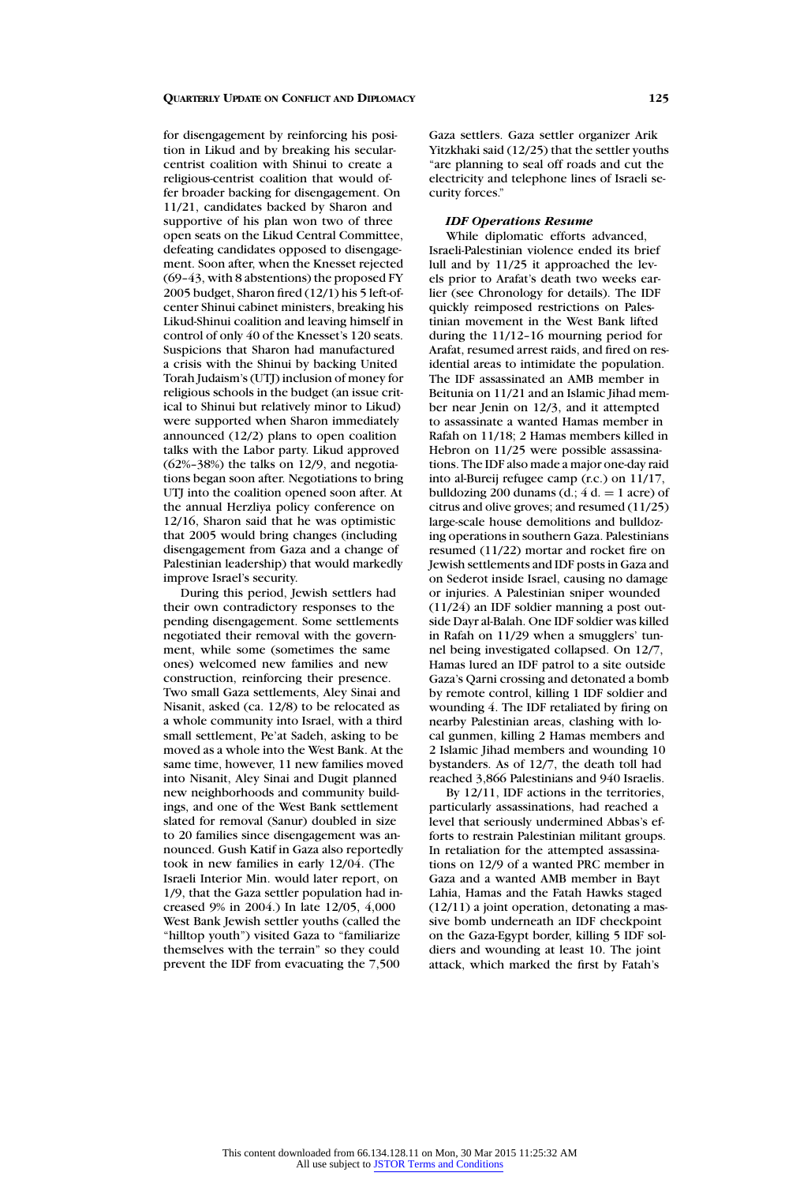for disengagement by reinforcing his position in Likud and by breaking his secular-centrist coalition with Shinui to create a religious-centrist coalition that would offer broader backing for disengagement. On 11/21, candidates backed by Sharon and supportive of his plan won two of three open seats on the Likud Central Committee, defeating candidates opposed to disengagement. Soon after, when the Knesset rejected (69–43, with 8 abstentions) the proposed FY 2005 budget, Sharon fired (12/1) his 5 left-of-center Shinui cabinet ministers, breaking his Likud-Shinui coalition and leaving himself in control of only 40 of the Knesset's 120 seats. Suspicions that Sharon had manufactured a crisis with the Shinui by backing United Torah Judaism's (UTJ) inclusion of money for religious schools in the budget (an issue critical to Shinui but relatively minor to Likud) were supported when Sharon immediately announced (12/2) plans to open coalition talks with the Labor party. Likud approved (62%–38%) the talks on 12/9, and negotiations began soon after. Negotiations to bring UTJ into the coalition opened soon after. At the annual Herzliya policy conference on 12/16, Sharon said that he was optimistic that 2005 would bring changes (including disengagement from Gaza and a change of Palestinian leadership) that would markedly improve Israel's security.

During this period, Jewish settlers had their own contradictory responses to the pending disengagement. Some settlements negotiated their removal with the government, while some (sometimes the same ones) welcomed new families and new construction, reinforcing their presence. Two small Gaza settlements, Aley Sinai and Nisanit, asked (ca. 12/8) to be relocated as a whole community into Israel, with a third small settlement, Pe'at Sadeh, asking to be moved as a whole into the West Bank. At the same time, however, 11 new families moved into Nisanit, Aley Sinai and Dugit planned new neighborhoods and community buildings, and one of the West Bank settlement slated for removal (Sanur) doubled in size to 20 families since disengagement was announced. Gush Katif in Gaza also reportedly took in new families in early 12/04. (The Israeli Interior Min. would later report, on 1/9, that the Gaza settler population had increased 9% in 2004.) In late 12/05, 4,000 West Bank Jewish settler youths (called the "hilltop youth") visited Gaza to "familiarize themselves with the terrain" so they could prevent the IDF from evacuating the 7,500 Gaza settlers. Gaza settler organizer Arik Yitzkhaki said (12/25) that the settler youths "are planning to seal off roads and cut the electricity and telephone lines of Israeli security forces."

### *IDF Operations Resume*

While diplomatic efforts advanced, Israeli-Palestinian violence ended its brief lull and by 11/25 it approached the levels prior to Arafat's death two weeks earlier (see Chronology for details). The IDF quickly reimposed restrictions on Palestinian movement in the West Bank lifted during the 11/12–16 mourning period for Arafat, resumed arrest raids, and fired on residential areas to intimidate the population. The IDF assassinated an AMB member in Beitunia on 11/21 and an Islamic Jihad member near Jenin on 12/3, and it attempted to assassinate a wanted Hamas member in Rafah on 11/18; 2 Hamas members killed in Hebron on 11/25 were possible assassinations. The IDF also made a major one-day raid into al-Bureij refugee camp (r.c.) on 11/17, bulldozing 200 dunams (d.; 4 d. = 1 acre) of citrus and olive groves; and resumed (11/25) large-scale house demolitions and bulldozing operations in southern Gaza. Palestinians resumed (11/22) mortar and rocket fire on Jewish settlements and IDF posts in Gaza and on Sederot inside Israel, causing no damage or injuries. A Palestinian sniper wounded (11/24) an IDF soldier manning a post outside Dayr al-Balah. One IDF soldier was killed in Rafah on 11/29 when a smugglers' tunnel being investigated collapsed. On 12/7, Hamas lured an IDF patrol to a site outside Gaza's Qarni crossing and detonated a bomb by remote control, killing 1 IDF soldier and wounding 4. The IDF retaliated by firing on nearby Palestinian areas, clashing with local gunmen, killing 2 Hamas members and 2 Islamic Jihad members and wounding 10 bystanders. As of 12/7, the death toll had reached 3,866 Palestinians and 940 Israelis.

By 12/11, IDF actions in the territories, particularly assassinations, had reached a level that seriously undermined Abbas's efforts to restrain Palestinian militant groups. In retaliation for the attempted assassinations on 12/9 of a wanted PRC member in Gaza and a wanted AMB member in Bayt Lahia, Hamas and the Fatah Hawks staged (12/11) a joint operation, detonating a massive bomb underneath an IDF checkpoint on the Gaza-Egypt border, killing 5 IDF soldiers and wounding at least 10. The joint attack, which marked the first by Fatah's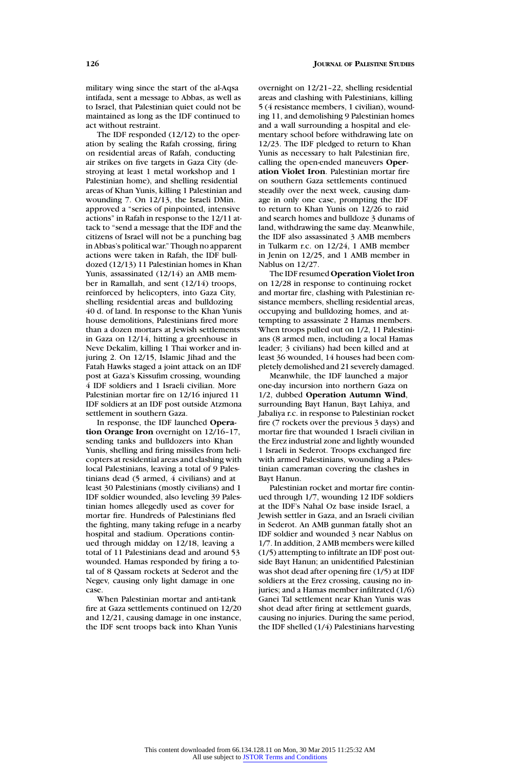military wing since the start of the al-Aqsa intifada, sent a message to Abbas, as well as to Israel, that Palestinian quiet could not be maintained as long as the IDF continued to act without restraint.

The IDF responded (12/12) to the operation by sealing the Rafah crossing, firing on residential areas of Rafah, conducting air strikes on five targets in Gaza City (destroying at least 1 metal workshop and 1 Palestinian home), and shelling residential areas of Khan Yunis, killing 1 Palestinian and wounding 7. On 12/13, the Israeli DMin. approved a "series of pinpointed, intensive actions" in Rafah in response to the 12/11 attack to "send a message that the IDF and the citizens of Israel will not be a punching bag in Abbas's political war." Though no apparent actions were taken in Rafah, the IDF bulldozed (12/13) 11 Palestinian homes in Khan Yunis, assassinated (12/14) an AMB member in Ramallah, and sent (12/14) troops, reinforced by helicopters, into Gaza City, shelling residential areas and bulldozing 40 d. of land. In response to the Khan Yunis house demolitions, Palestinians fired more than a dozen mortars at Jewish settlements in Gaza on 12/14, hitting a greenhouse in Neve Dekalim, killing 1 Thai worker and injuring 2. On 12/15, Islamic Jihad and the Fatah Hawks staged a joint attack on an IDF post at Gaza's Kissufim crossing, wounding 4 IDF soldiers and 1 Israeli civilian. More Palestinian mortar fire on 12/16 injured 11 IDF soldiers at an IDF post outside Atzmona settlement in southern Gaza.

In response, the IDF launched **Operation Orange Iron** overnight on 12/16–17, sending tanks and bulldozers into Khan Yunis, shelling and firing missiles from helicopters at residential areas and clashing with local Palestinians, leaving a total of 9 Palestinians dead (5 armed, 4 civilians) and at least 30 Palestinians (mostly civilians) and 1 IDF soldier wounded, also leveling 39 Palestinian homes allegedly used as cover for mortar fire. Hundreds of Palestinians fled the fighting, many taking refuge in a nearby hospital and stadium. Operations continued through midday on 12/18, leaving a total of 11 Palestinians dead and around 53 wounded. Hamas responded by firing a total of 8 Qassam rockets at Sederot and the Negev, causing only light damage in one case.

When Palestinian mortar and anti-tank fire at Gaza settlements continued on 12/20 and 12/21, causing damage in one instance, the IDF sent troops back into Khan Yunis overnight on 12/21–22, shelling residential areas and clashing with Palestinians, killing 5 (4 resistance members, 1 civilian), wounding 11, and demolishing 9 Palestinian homes and a wall surrounding a hospital and elementary school before withdrawing late on 12/23. The IDF pledged to return to Khan Yunis as necessary to halt Palestinian fire, calling the open-ended maneuvers **Operation Violet Iron**. Palestinian mortar fire on southern Gaza settlements continued steadily over the next week, causing damage in only one case, prompting the IDF to return to Khan Yunis on 12/26 to raid and search homes and bulldoze 3 dunams of land, withdrawing the same day. Meanwhile, the IDF also assassinated 3 AMB members in Tulkarm r.c. on 12/24, 1 AMB member in Jenin on 12/25, and 1 AMB member in Nablus on 12/27.

The IDF resumed **Operation Violet Iron** on 12/28 in response to continuing rocket and mortar fire, clashing with Palestinian resistance members, shelling residential areas, occupying and bulldozing homes, and attempting to assassinate 2 Hamas members. When troops pulled out on 1/2, 11 Palestinians (8 armed men, including a local Hamas leader; 3 civilians) had been killed and at least 36 wounded, 14 houses had been completely demolished and 21 severely damaged.

Meanwhile, the IDF launched a major one-day incursion into northern Gaza on 1/2, dubbed **Operation Autumn Wind**, surrounding Bayt Hanun, Bayt Lahiya, and Jabaliya r.c. in response to Palestinian rocket fire (7 rockets over the previous 3 days) and mortar fire that wounded 1 Israeli civilian in the Erez industrial zone and lightly wounded 1 Israeli in Sederot. Troops exchanged fire with armed Palestinians, wounding a Palestinian cameraman covering the clashes in Bayt Hanun.

Palestinian rocket and mortar fire continued through 1/7, wounding 12 IDF soldiers at the IDF's Nahal Oz base inside Israel, a Jewish settler in Gaza, and an Israeli civilian in Sederot. An AMB gunman fatally shot an IDF soldier and wounded 3 near Nablus on 1/7. In addition, 2 AMB members were killed (1/5) attempting to infiltrate an IDF post outside Bayt Hanun; an unidentified Palestinian was shot dead after opening fire (1/5) at IDF soldiers at the Erez crossing, causing no injuries; and a Hamas member infiltrated (1/6) Ganei Tal settlement near Khan Yunis was shot dead after firing at settlement guards, causing no injuries. During the same period, the IDF shelled (1/4) Palestinians harvesting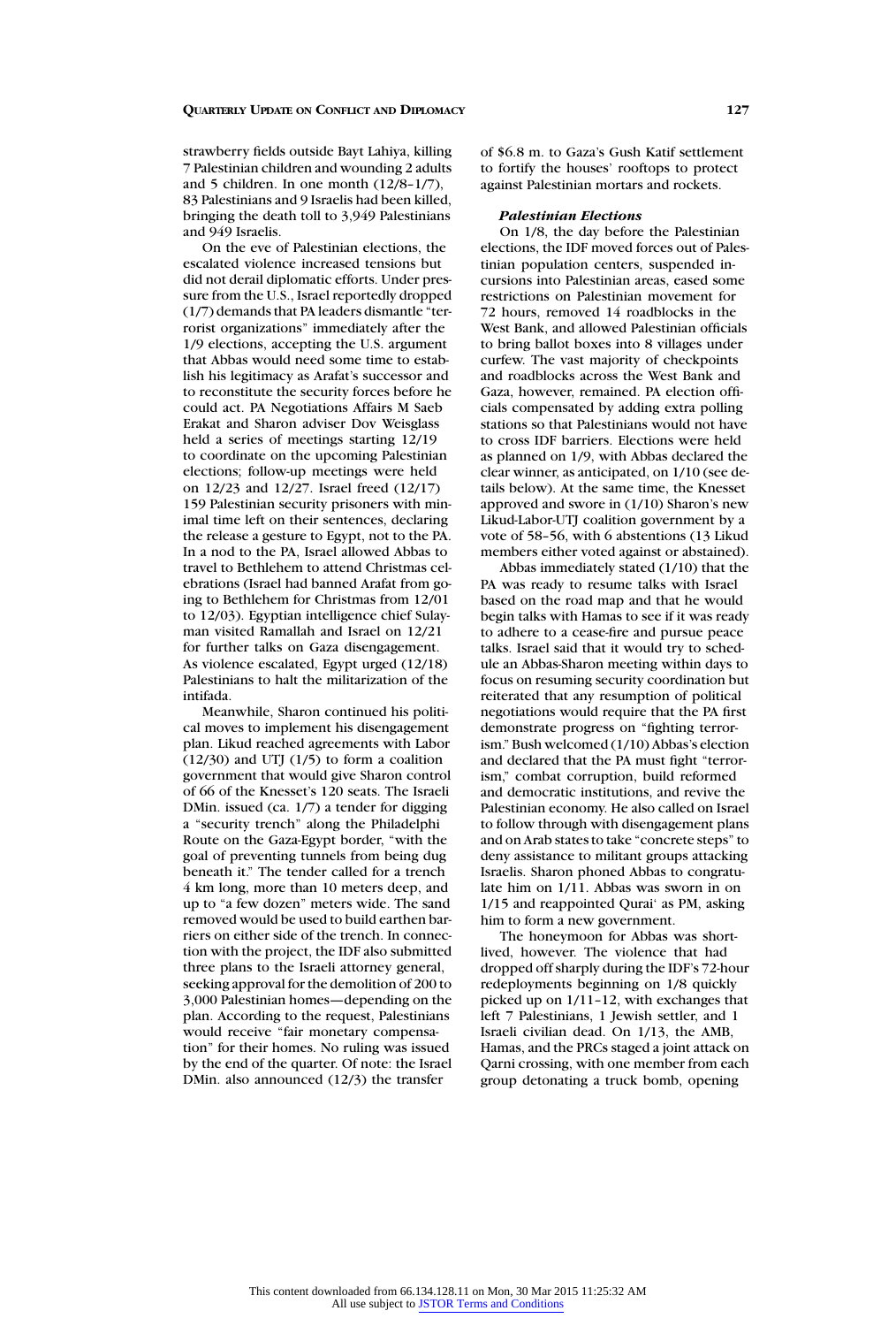strawberry fields outside Bayt Lahiya, killing 7 Palestinian children and wounding 2 adults and 5 children. In one month (12/8–1/7), 83 Palestinians and 9 Israelis had been killed, bringing the death toll to 3,949 Palestinians and 949 Israelis.

On the eve of Palestinian elections, the escalated violence increased tensions but did not derail diplomatic efforts. Under pressure from the U.S., Israel reportedly dropped (1/7) demands that PA leaders dismantle "terrorist organizations" immediately after the 1/9 elections, accepting the U.S. argument that Abbas would need some time to establish his legitimacy as Arafat's successor and to reconstitute the security forces before he could act. PA Negotiations Affairs M Saeb Erakat and Sharon adviser Dov Weisglass held a series of meetings starting 12/19 to coordinate on the upcoming Palestinian elections; follow-up meetings were held on 12/23 and 12/27. Israel freed (12/17) 159 Palestinian security prisoners with minimal time left on their sentences, declaring the release a gesture to Egypt, not to the PA. In a nod to the PA, Israel allowed Abbas to travel to Bethlehem to attend Christmas celebrations (Israel had banned Arafat from going to Bethlehem for Christmas from 12/01 to 12/03). Egyptian intelligence chief Sulayman visited Ramallah and Israel on 12/21 for further talks on Gaza disengagement. As violence escalated, Egypt urged (12/18) Palestinians to halt the militarization of the intifada.

Meanwhile, Sharon continued his political moves to implement his disengagement plan. Likud reached agreements with Labor (12/30) and UTJ (1/5) to form a coalition government that would give Sharon control of 66 of the Knesset's 120 seats. The Israeli DMin. issued (ca. 1/7) a tender for digging a "security trench" along the Philadelphi Route on the Gaza-Egypt border, "with the goal of preventing tunnels from being dug beneath it." The tender called for a trench 4 km long, more than 10 meters deep, and up to "a few dozen" meters wide. The sand removed would be used to build earthen barriers on either side of the trench. In connection with the project, the IDF also submitted three plans to the Israeli attorney general, seeking approval for the demolition of 200 to 3,000 Palestinian homes—depending on the plan. According to the request, Palestinians would receive "fair monetary compensation" for their homes. No ruling was issued by the end of the quarter. Of note: the Israel DMin. also announced (12/3) the transfer of \$6.8 m. to Gaza's Gush Katif settlement to fortify the houses' rooftops to protect against Palestinian mortars and rockets.

### *Palestinian Elections*

On 1/8, the day before the Palestinian elections, the IDF moved forces out of Palestinian population centers, suspended incursions into Palestinian areas, eased some restrictions on Palestinian movement for 72 hours, removed 14 roadblocks in the West Bank, and allowed Palestinian officials to bring ballot boxes into 8 villages under curfew. The vast majority of checkpoints and roadblocks across the West Bank and Gaza, however, remained. PA election officials compensated by adding extra polling stations so that Palestinians would not have to cross IDF barriers. Elections were held as planned on 1/9, with Abbas declared the clear winner, as anticipated, on 1/10 (see details below). At the same time, the Knesset approved and swore in (1/10) Sharon's new Likud-Labor-UTJ coalition government by a vote of 58–56, with 6 abstentions (13 Likud members either voted against or abstained).

Abbas immediately stated (1/10) that the PA was ready to resume talks with Israel based on the road map and that he would begin talks with Hamas to see if it was ready to adhere to a cease-fire and pursue peace talks. Israel said that it would try to schedule an Abbas-Sharon meeting within days to focus on resuming security coordination but reiterated that any resumption of political negotiations would require that the PA first demonstrate progress on "fighting terrorism." Bush welcomed (1/10) Abbas's election and declared that the PA must fight "terrorism," combat corruption, build reformed and democratic institutions, and revive the Palestinian economy. He also called on Israel to follow through with disengagement plans and on Arab states to take "concrete steps" to deny assistance to militant groups attacking Israelis. Sharon phoned Abbas to congratulate him on 1/11. Abbas was sworn in on 1/15 and reappointed Qurai' as PM, asking him to form a new government.

The honeymoon for Abbas was short-lived, however. The violence that had dropped off sharply during the IDF's 72-hour redeployments beginning on 1/8 quickly picked up on 1/11–12, with exchanges that left 7 Palestinians, 1 Jewish settler, and 1 Israeli civilian dead. On 1/13, the AMB, Hamas, and the PRCs staged a joint attack on Qarni crossing, with one member from each group detonating a truck bomb, opening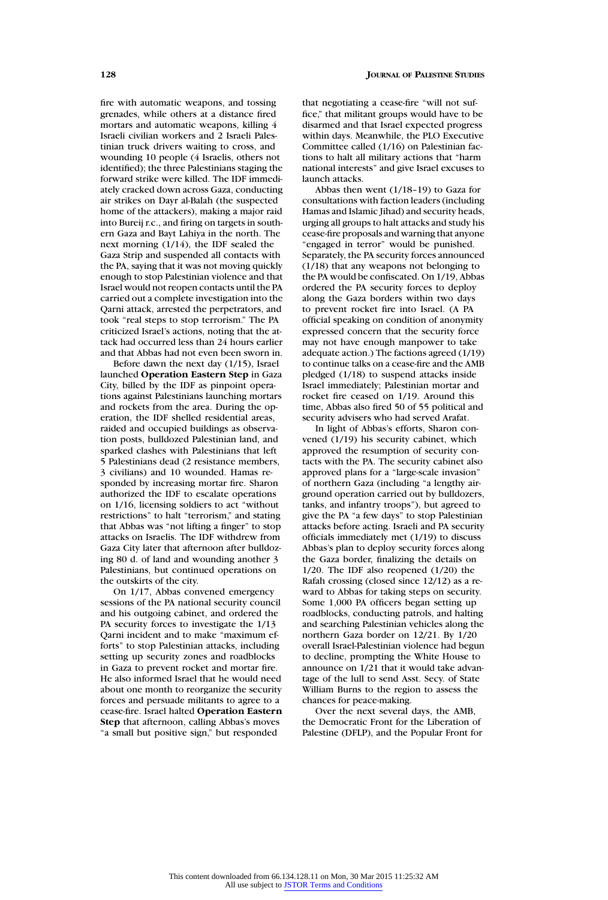fire with automatic weapons, and tossing grenades, while others at a distance fired mortars and automatic weapons, killing 4 Israeli civilian workers and 2 Israeli Palestinian truck drivers waiting to cross, and wounding 10 people (4 Israelis, others not identified); the three Palestinians staging the forward strike were killed. The IDF immediately cracked down across Gaza, conducting air strikes on Dayr al-Balah (the suspected home of the attackers), making a major raid into Bureij r.c., and firing on targets in southern Gaza and Bayt Lahiya in the north. The next morning (1/14), the IDF sealed the Gaza Strip and suspended all contacts with the PA, saying that it was not moving quickly enough to stop Palestinian violence and that Israel would not reopen contacts until the PA carried out a complete investigation into the Qarni attack, arrested the perpetrators, and took "real steps to stop terrorism." The PA criticized Israel's actions, noting that the attack had occurred less than 24 hours earlier and that Abbas had not even been sworn in.

Before dawn the next day (1/15), Israel launched **Operation Eastern Step** in Gaza City, billed by the IDF as pinpoint operations against Palestinians launching mortars and rockets from the area. During the operation, the IDF shelled residential areas, raided and occupied buildings as observation posts, bulldozed Palestinian land, and sparked clashes with Palestinians that left 5 Palestinians dead (2 resistance members, 3 civilians) and 10 wounded. Hamas responded by increasing mortar fire. Sharon authorized the IDF to escalate operations on 1/16, licensing soldiers to act "without restrictions" to halt "terrorism," and stating that Abbas was "not lifting a finger" to stop attacks on Israelis. The IDF withdrew from Gaza City later that afternoon after bulldozing 80 d. of land and wounding another 3 Palestinians, but continued operations on the outskirts of the city.

On 1/17, Abbas convened emergency sessions of the PA national security council and his outgoing cabinet, and ordered the PA security forces to investigate the 1/13 Qarni incident and to make "maximum efforts" to stop Palestinian attacks, including setting up security zones and roadblocks in Gaza to prevent rocket and mortar fire. He also informed Israel that he would need about one month to reorganize the security forces and persuade militants to agree to a cease-fire. Israel halted **Operation Eastern Step** that afternoon, calling Abbas's moves "a small but positive sign," but responded that negotiating a cease-fire "will not suffice," that militant groups would have to be disarmed and that Israel expected progress within days. Meanwhile, the PLO Executive Committee called (1/16) on Palestinian factions to halt all military actions that "harm national interests" and give Israel excuses to launch attacks.

Abbas then went (1/18–19) to Gaza for consultations with faction leaders (including Hamas and Islamic Jihad) and security heads, urging all groups to halt attacks and study his cease-fire proposals and warning that anyone "engaged in terror" would be punished. Separately, the PA security forces announced (1/18) that any weapons not belonging to the PA would be confiscated. On 1/19, Abbas ordered the PA security forces to deploy along the Gaza borders within two days to prevent rocket fire into Israel. (A PA official speaking on condition of anonymity expressed concern that the security force may not have enough manpower to take adequate action.) The factions agreed (1/19) to continue talks on a cease-fire and the AMB pledged (1/18) to suspend attacks inside Israel immediately; Palestinian mortar and rocket fire ceased on 1/19. Around this time, Abbas also fired 50 of 55 political and security advisers who had served Arafat.

In light of Abbas's efforts, Sharon convened (1/19) his security cabinet, which approved the resumption of security contacts with the PA. The security cabinet also approved plans for a "large-scale invasion" of northern Gaza (including "a lengthy air-ground operation carried out by bulldozers, tanks, and infantry troops"), but agreed to give the PA "a few days" to stop Palestinian attacks before acting. Israeli and PA security officials immediately met (1/19) to discuss Abbas's plan to deploy security forces along the Gaza border, finalizing the details on 1/20. The IDF also reopened (1/20) the Rafah crossing (closed since 12/12) as a reward to Abbas for taking steps on security. Some 1,000 PA officers began setting up roadblocks, conducting patrols, and halting and searching Palestinian vehicles along the northern Gaza border on 12/21. By 1/20 overall Israel-Palestinian violence had begun to decline, prompting the White House to announce on 1/21 that it would take advantage of the lull to send Asst. Secy. of State William Burns to the region to assess the chances for peace-making.

Over the next several days, the AMB, the Democratic Front for the Liberation of Palestine (DFLP), and the Popular Front for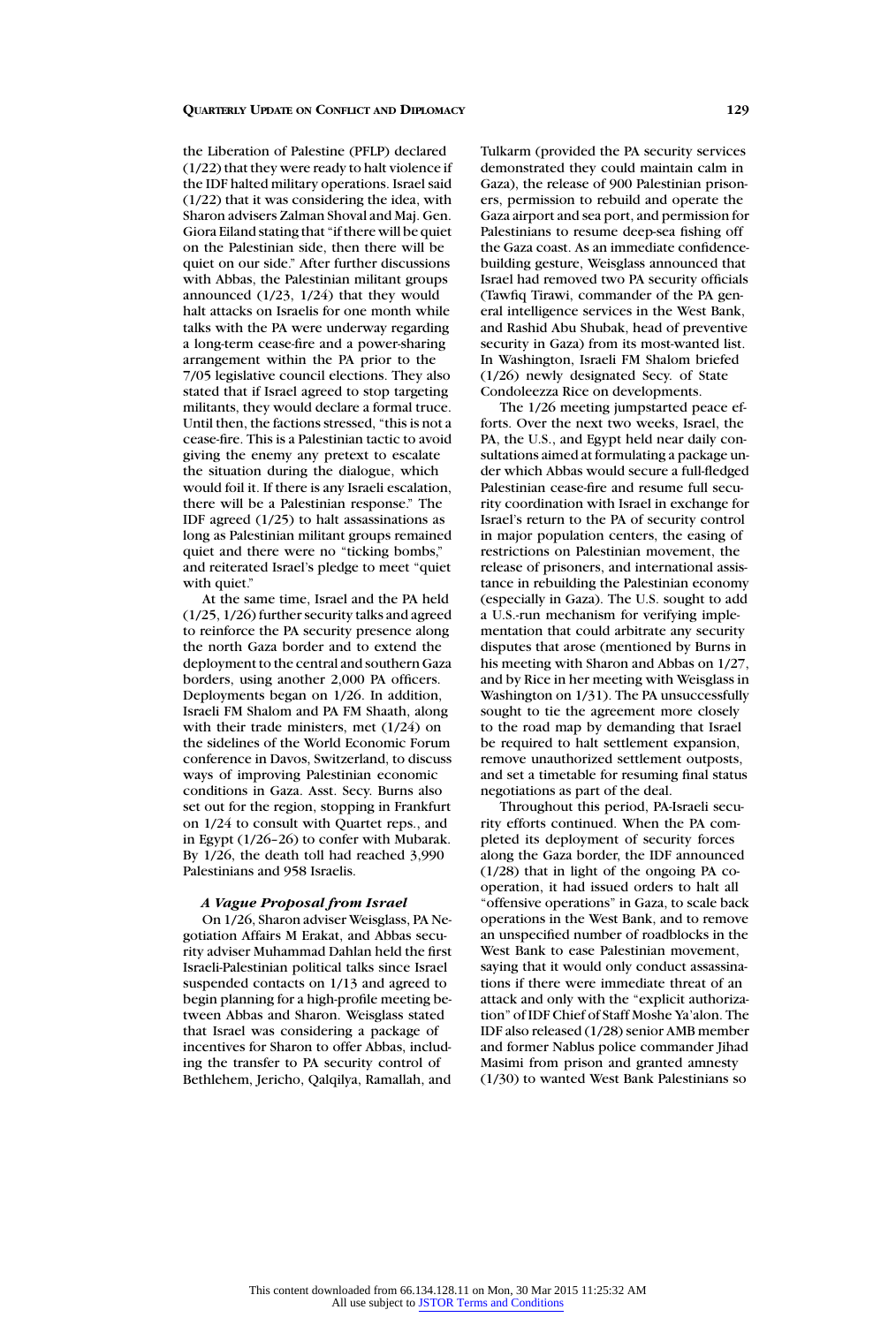the Liberation of Palestine (PFLP) declared (1/22) that they were ready to halt violence if the IDF halted military operations. Israel said (1/22) that it was considering the idea, with Sharon advisers Zalman Shoval and Maj. Gen. Giora Eiland stating that "if there will be quiet on the Palestinian side, then there will be quiet on our side." After further discussions with Abbas, the Palestinian militant groups announced (1/23, 1/24) that they would halt attacks on Israelis for one month while talks with the PA were underway regarding a long-term cease-fire and a power-sharing arrangement within the PA prior to the 7/05 legislative council elections. They also stated that if Israel agreed to stop targeting militants, they would declare a formal truce. Until then, the factions stressed, "this is not a cease-fire. This is a Palestinian tactic to avoid giving the enemy any pretext to escalate the situation during the dialogue, which would foil it. If there is any Israeli escalation, there will be a Palestinian response." The IDF agreed (1/25) to halt assassinations as long as Palestinian militant groups remained quiet and there were no "ticking bombs," and reiterated Israel's pledge to meet "quiet with quiet."

At the same time, Israel and the PA held (1/25, 1/26) further security talks and agreed to reinforce the PA security presence along the north Gaza border and to extend the deployment to the central and southern Gaza borders, using another 2,000 PA officers. Deployments began on 1/26. In addition, Israeli FM Shalom and PA FM Shaath, along with their trade ministers, met (1/24) on the sidelines of the World Economic Forum conference in Davos, Switzerland, to discuss ways of improving Palestinian economic conditions in Gaza. Asst. Secy. Burns also set out for the region, stopping in Frankfurt on 1/24 to consult with Quartet reps., and in Egypt (1/26–26) to confer with Mubarak. By 1/26, the death toll had reached 3,990 Palestinians and 958 Israelis.

#### *A Vague Proposal from Israel*

On 1/26, Sharon adviser Weisglass, PA Negotiation Affairs M Erakat, and Abbas security adviser Muhammad Dahlan held the first Israeli-Palestinian political talks since Israel suspended contacts on 1/13 and agreed to begin planning for a high-profile meeting between Abbas and Sharon. Weisglass stated that Israel was considering a package of incentives for Sharon to offer Abbas, including the transfer to PA security control of Bethlehem, Jericho, Qalqilya, Ramallah, and Tulkarm (provided the PA security services demonstrated they could maintain calm in Gaza), the release of 900 Palestinian prisoners, permission to rebuild and operate the Gaza airport and sea port, and permission for Palestinians to resume deep-sea fishing off the Gaza coast. As an immediate confidence-building gesture, Weisglass announced that Israel had removed two PA security officials (Tawfiq Tirawi, commander of the PA general intelligence services in the West Bank, and Rashid Abu Shubak, head of preventive security in Gaza) from its most-wanted list. In Washington, Israeli FM Shalom briefed (1/26) newly designated Secy. of State Condoleezza Rice on developments.

The 1/26 meeting jumpstarted peace efforts. Over the next two weeks, Israel, the PA, the U.S., and Egypt held near daily consultations aimed at formulating a package under which Abbas would secure a full-fledged Palestinian cease-fire and resume full security coordination with Israel in exchange for Israel's return to the PA of security control in major population centers, the easing of restrictions on Palestinian movement, the release of prisoners, and international assistance in rebuilding the Palestinian economy (especially in Gaza). The U.S. sought to add a U.S.-run mechanism for verifying implementation that could arbitrate any security disputes that arose (mentioned by Burns in his meeting with Sharon and Abbas on 1/27, and by Rice in her meeting with Weisglass in Washington on 1/31). The PA unsuccessfully sought to tie the agreement more closely to the road map by demanding that Israel be required to halt settlement expansion, remove unauthorized settlement outposts, and set a timetable for resuming final status negotiations as part of the deal.

Throughout this period, PA-Israeli security efforts continued. When the PA completed its deployment of security forces along the Gaza border, the IDF announced (1/28) that in light of the ongoing PA cooperation, it had issued orders to halt all "offensive operations" in Gaza, to scale back operations in the West Bank, and to remove an unspecified number of roadblocks in the West Bank to ease Palestinian movement, saying that it would only conduct assassinations if there were immediate threat of an attack and only with the "explicit authorization" of IDF Chief of Staff Moshe Ya'alon. The IDF also released (1/28) senior AMB member and former Nablus police commander Jihad Masimi from prison and granted amnesty (1/30) to wanted West Bank Palestinians so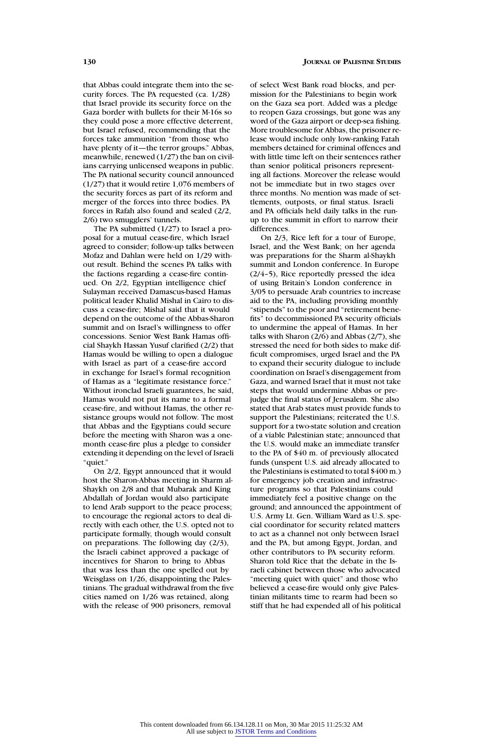that Abbas could integrate them into the security forces. The PA requested (ca. 1/28) that Israel provide its security force on the Gaza border with bullets for their M-16s so they could pose a more effective deterrent, but Israel refused, recommending that the forces take ammunition "from those who have plenty of it—the terror groups." Abbas, meanwhile, renewed (1/27) the ban on civilians carrying unlicensed weapons in public. The PA national security council announced (1/27) that it would retire 1,076 members of the security forces as part of its reform and merger of the forces into three bodies. PA forces in Rafah also found and sealed (2/2, 2/6) two smugglers' tunnels.

The PA submitted (1/27) to Israel a proposal for a mutual cease-fire, which Israel agreed to consider; follow-up talks between Mofaz and Dahlan were held on 1/29 without result. Behind the scenes PA talks with the factions regarding a cease-fire continued. On 2/2, Egyptian intelligence chief Sulayman received Damascus-based Hamas political leader Khalid Mishal in Cairo to discuss a cease-fire; Mishal said that it would depend on the outcome of the Abbas-Sharon summit and on Israel's willingness to offer concessions. Senior West Bank Hamas official Shaykh Hassan Yusuf clarified (2/2) that Hamas would be willing to open a dialogue with Israel as part of a cease-fire accord in exchange for Israel's formal recognition of Hamas as a "legitimate resistance force." Without ironclad Israeli guarantees, he said, Hamas would not put its name to a formal cease-fire, and without Hamas, the other resistance groups would not follow. The most that Abbas and the Egyptians could secure before the meeting with Sharon was a one-month cease-fire plus a pledge to consider extending it depending on the level of Israeli "quiet."

On 2/2, Egypt announced that it would host the Sharon-Abbas meeting in Sharm al-Shaykh on 2/8 and that Mubarak and King Abdallah of Jordan would also participate to lend Arab support to the peace process; to encourage the regional actors to deal directly with each other, the U.S. opted not to participate formally, though would consult on preparations. The following day (2/3), the Israeli cabinet approved a package of incentives for Sharon to bring to Abbas that was less than the one spelled out by Weisglass on 1/26, disappointing the Palestinians. The gradual withdrawal from the five cities named on 1/26 was retained, along with the release of 900 prisoners, removal of select West Bank road blocks, and permission for the Palestinians to begin work on the Gaza sea port. Added was a pledge to reopen Gaza crossings, but gone was any word of the Gaza airport or deep-sea fishing. More troublesome for Abbas, the prisoner release would include only low-ranking Fatah members detained for criminal offences and with little time left on their sentences rather than senior political prisoners representing all factions. Moreover the release would not be immediate but in two stages over three months. No mention was made of settlements, outposts, or final status. Israeli and PA officials held daily talks in the run-up to the summit in effort to narrow their differences.

On 2/3, Rice left for a tour of Europe, Israel, and the West Bank; on her agenda was preparations for the Sharm al-Shaykh summit and London conference. In Europe (2/4–5), Rice reportedly pressed the idea of using Britain's London conference in 3/05 to persuade Arab countries to increase aid to the PA, including providing monthly "stipends" to the poor and "retirement benefits" to decommissioned PA security officials to undermine the appeal of Hamas. In her talks with Sharon (2/6) and Abbas (2/7), she stressed the need for both sides to make difficult compromises, urged Israel and the PA to expand their security dialogue to include coordination on Israel's disengagement from Gaza, and warned Israel that it must not take steps that would undermine Abbas or prejudge the final status of Jerusalem. She also stated that Arab states must provide funds to support the Palestinians; reiterated the U.S. support for a two-state solution and creation of a viable Palestinian state; announced that the U.S. would make an immediate transfer to the PA of $40 m. of previously allocated funds (unspent U.S. aid already allocated to the Palestinians is estimated to total $400 m.) for emergency job creation and infrastructure programs so that Palestinians could immediately feel a positive change on the ground; and announced the appointment of U.S. Army Lt. Gen. William Ward as U.S. special coordinator for security related matters to act as a channel not only between Israel and the PA, but among Egypt, Jordan, and other contributors to PA security reform. Sharon told Rice that the debate in the Israeli cabinet between those who advocated "meeting quiet with quiet" and those who believed a cease-fire would only give Palestinian militants time to rearm had been so stiff that he had expended all of his political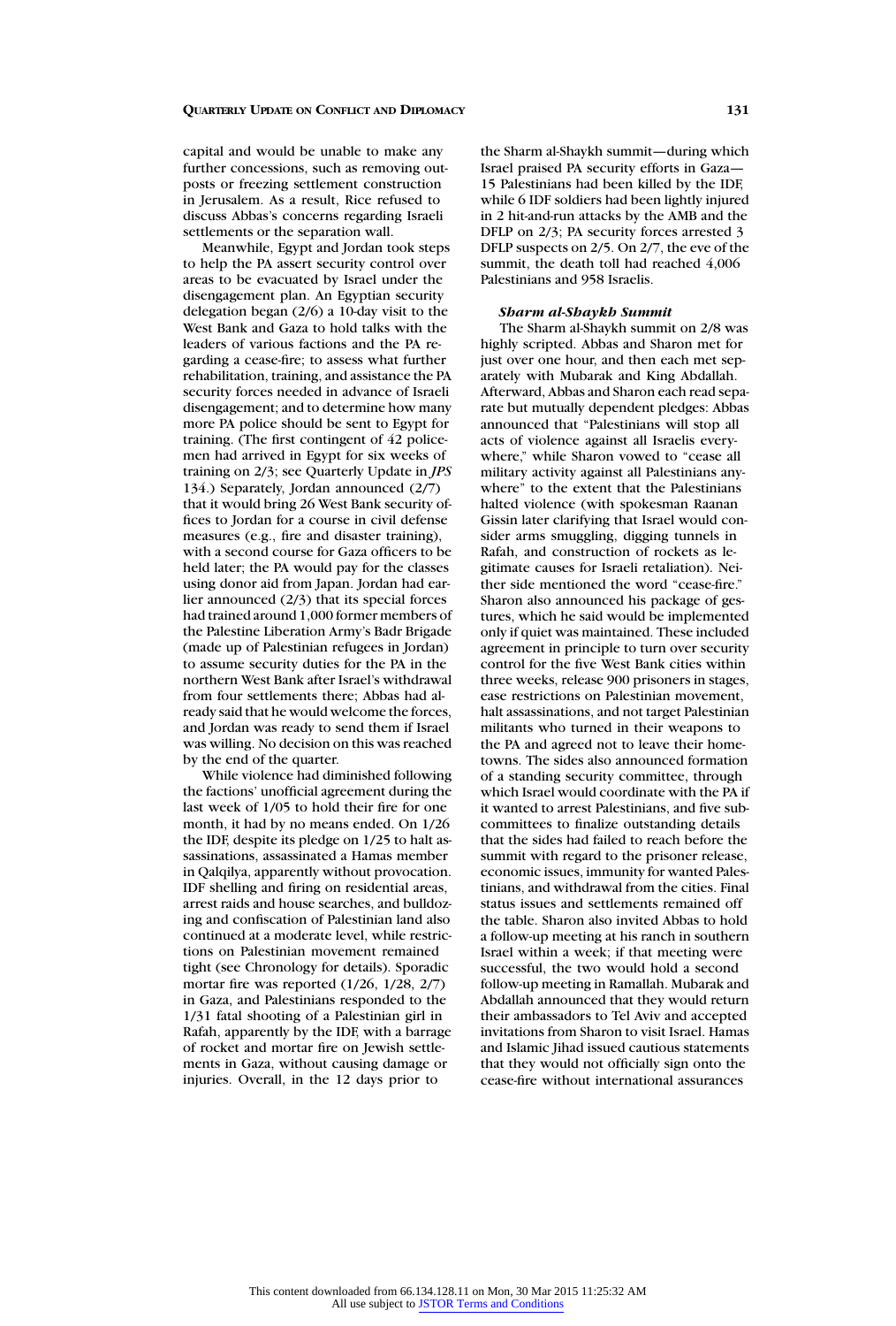capital and would be unable to make any further concessions, such as removing outposts or freezing settlement construction in Jerusalem. As a result, Rice refused to discuss Abbas's concerns regarding Israeli settlements or the separation wall.

Meanwhile, Egypt and Jordan took steps to help the PA assert security control over areas to be evacuated by Israel under the disengagement plan. An Egyptian security delegation began (2/6) a 10-day visit to the West Bank and Gaza to hold talks with the leaders of various factions and the PA regarding a cease-fire; to assess what further rehabilitation, training, and assistance the PA security forces needed in advance of Israeli disengagement; and to determine how many more PA police should be sent to Egypt for training. (The first contingent of 42 policemen had arrived in Egypt for six weeks of training on 2/3; see Quarterly Update in *JPS* 134.) Separately, Jordan announced (2/7) that it would bring 26 West Bank security offices to Jordan for a course in civil defense measures (e.g., fire and disaster training), with a second course for Gaza officers to be held later; the PA would pay for the classes using donor aid from Japan. Jordan had earlier announced (2/3) that its special forces had trained around 1,000 former members of the Palestine Liberation Army's Badr Brigade (made up of Palestinian refugees in Jordan) to assume security duties for the PA in the northern West Bank after Israel's withdrawal from four settlements there; Abbas had already said that he would welcome the forces, and Jordan was ready to send them if Israel was willing. No decision on this was reached by the end of the quarter.

While violence had diminished following the factions' unofficial agreement during the last week of 1/05 to hold their fire for one month, it had by no means ended. On 1/26 the IDF, despite its pledge on 1/25 to halt assassinations, assassinated a Hamas member in Qalqilya, apparently without provocation. IDF shelling and firing on residential areas, arrest raids and house searches, and bulldozing and confiscation of Palestinian land also continued at a moderate level, while restrictions on Palestinian movement remained tight (see Chronology for details). Sporadic mortar fire was reported (1/26, 1/28, 2/7) in Gaza, and Palestinians responded to the 1/31 fatal shooting of a Palestinian girl in Rafah, apparently by the IDF, with a barrage of rocket and mortar fire on Jewish settlements in Gaza, without causing damage or injuries. Overall, in the 12 days prior to the Sharm al-Shaykh summit—during which Israel praised PA security efforts in Gaza—15 Palestinians had been killed by the IDF, while 6 IDF soldiers had been lightly injured in 2 hit-and-run attacks by the AMB and the DFLP on 2/3; PA security forces arrested 3 DFLP suspects on 2/5. On 2/7, the eve of the summit, the death toll had reached 4,006 Palestinians and 958 Israelis.

### *Sharm al-Shaykh Summit*

The Sharm al-Shaykh summit on 2/8 was highly scripted. Abbas and Sharon met for just over one hour, and then each met separately with Mubarak and King Abdallah. Afterward, Abbas and Sharon each read separate but mutually dependent pledges: Abbas announced that "Palestinians will stop all acts of violence against all Israelis everywhere," while Sharon vowed to "cease all military activity against all Palestinians anywhere" to the extent that the Palestinians halted violence (with spokesman Raanan Gissin later clarifying that Israel would consider arms smuggling, digging tunnels in Rafah, and construction of rockets as legitimate causes for Israeli retaliation). Neither side mentioned the word "cease-fire." Sharon also announced his package of gestures, which he said would be implemented only if quiet was maintained. These included agreement in principle to turn over security control for the five West Bank cities within three weeks, release 900 prisoners in stages, ease restrictions on Palestinian movement, halt assassinations, and not target Palestinian militants who turned in their weapons to the PA and agreed not to leave their hometowns. The sides also announced formation of a standing security committee, through which Israel would coordinate with the PA if it wanted to arrest Palestinians, and five subcommittees to finalize outstanding details that the sides had failed to reach before the summit with regard to the prisoner release, economic issues, immunity for wanted Palestinians, and withdrawal from the cities. Final status issues and settlements remained off the table. Sharon also invited Abbas to hold a follow-up meeting at his ranch in southern Israel within a week; if that meeting were successful, the two would hold a second follow-up meeting in Ramallah. Mubarak and Abdallah announced that they would return their ambassadors to Tel Aviv and accepted invitations from Sharon to visit Israel. Hamas and Islamic Jihad issued cautious statements that they would not officially sign onto the cease-fire without international assurances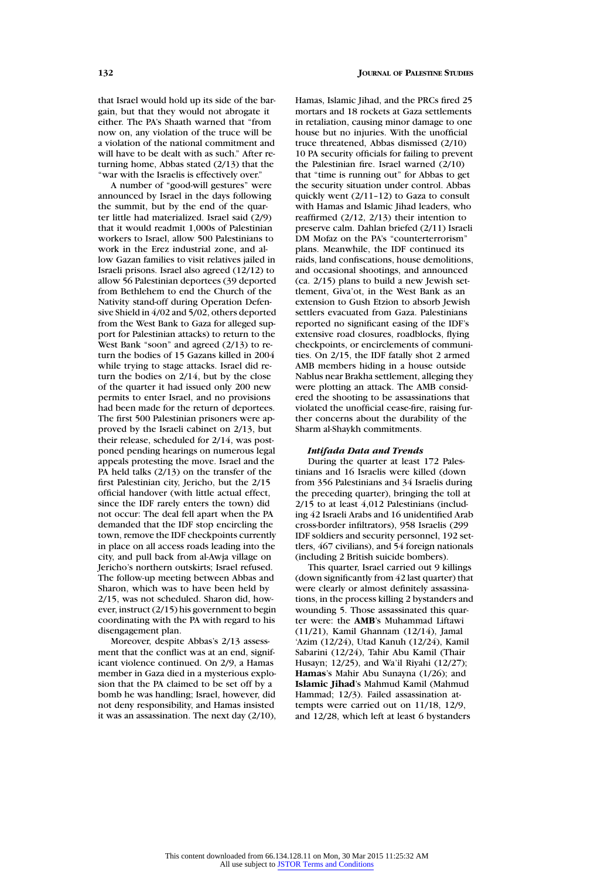that Israel would hold up its side of the bargain, but that they would not abrogate it either. The PA's Shaath warned that "from now on, any violation of the truce will be a violation of the national commitment and will have to be dealt with as such." After returning home, Abbas stated (2/13) that the "war with the Israelis is effectively over."

A number of "good-will gestures" were announced by Israel in the days following the summit, but by the end of the quarter little had materialized. Israel said (2/9) that it would readmit 1,000s of Palestinian workers to Israel, allow 500 Palestinians to work in the Erez industrial zone, and allow Gazan families to visit relatives jailed in Israeli prisons. Israel also agreed (12/12) to allow 56 Palestinian deportees (39 deported from Bethlehem to end the Church of the Nativity stand-off during Operation Defensive Shield in 4/02 and 5/02, others deported from the West Bank to Gaza for alleged support for Palestinian attacks) to return to the West Bank "soon" and agreed (2/13) to return the bodies of 15 Gazans killed in 2004 while trying to stage attacks. Israel did return the bodies on 2/14, but by the close of the quarter it had issued only 200 new permits to enter Israel, and no provisions had been made for the return of deportees. The first 500 Palestinian prisoners were approved by the Israeli cabinet on 2/13, but their release, scheduled for 2/14, was postponed pending hearings on numerous legal appeals protesting the move. Israel and the PA held talks (2/13) on the transfer of the first Palestinian city, Jericho, but the 2/15 official handover (with little actual effect, since the IDF rarely enters the town) did not occur: The deal fell apart when the PA demanded that the IDF stop encircling the town, remove the IDF checkpoints currently in place on all access roads leading into the city, and pull back from al-Awja village on Jericho's northern outskirts; Israel refused. The follow-up meeting between Abbas and Sharon, which was to have been held by 2/15, was not scheduled. Sharon did, however, instruct (2/15) his government to begin coordinating with the PA with regard to his disengagement plan.

Moreover, despite Abbas's 2/13 assessment that the conflict was at an end, significant violence continued. On 2/9, a Hamas member in Gaza died in a mysterious explosion that the PA claimed to be set off by a bomb he was handling; Israel, however, did not deny responsibility, and Hamas insisted it was an assassination. The next day (2/10), Hamas, Islamic Jihad, and the PRCs fired 25 mortars and 18 rockets at Gaza settlements in retaliation, causing minor damage to one house but no injuries. With the unofficial truce threatened, Abbas dismissed (2/10) 10 PA security officials for failing to prevent the Palestinian fire. Israel warned (2/10) that "time is running out" for Abbas to get the security situation under control. Abbas quickly went (2/11–12) to Gaza to consult with Hamas and Islamic Jihad leaders, who reaffirmed (2/12, 2/13) their intention to preserve calm. Dahlan briefed (2/11) Israeli DM Mofaz on the PA's "counterterrorism" plans. Meanwhile, the IDF continued its raids, land confiscations, house demolitions, and occasional shootings, and announced (ca. 2/15) plans to build a new Jewish settlement, Giva'ot, in the West Bank as an extension to Gush Etzion to absorb Jewish settlers evacuated from Gaza. Palestinians reported no significant easing of the IDF's extensive road closures, roadblocks, flying checkpoints, or encirclements of communities. On 2/15, the IDF fatally shot 2 armed AMB members hiding in a house outside Nablus near Brakha settlement, alleging they were plotting an attack. The AMB considered the shooting to be assassinations that violated the unofficial cease-fire, raising further concerns about the durability of the Sharm al-Shaykh commitments.

#### *Intifada Data and Trends*

During the quarter at least 172 Palestinians and 16 Israelis were killed (down from 356 Palestinians and 34 Israelis during the preceding quarter), bringing the toll at 2/15 to at least 4,012 Palestinians (including 42 Israeli Arabs and 16 unidentified Arab cross-border infiltrators), 958 Israelis (299 IDF soldiers and security personnel, 192 settlers, 467 civilians), and 54 foreign nationals (including 2 British suicide bombers).

This quarter, Israel carried out 9 killings (down significantly from 42 last quarter) that were clearly or almost definitely assassinations, in the process killing 2 bystanders and wounding 5. Those assassinated this quarter were: the **AMB**'s Muhammad Liftawi (11/21), Kamil Ghannam (12/14), Jamal 'Azim (12/24), Utad Kanuh (12/24), Kamil Sabarini (12/24), Tahir Abu Kamil (Thair Husayn; 12/25), and Wa'il Riyahi (12/27); **Hamas**'s Mahir Abu Sunayna (1/26); and **Islamic Jihad**'s Mahmud Kamil (Mahmud Hammad; 12/3). Failed assassination attempts were carried out on 11/18, 12/9, and 12/28, which left at least 6 bystanders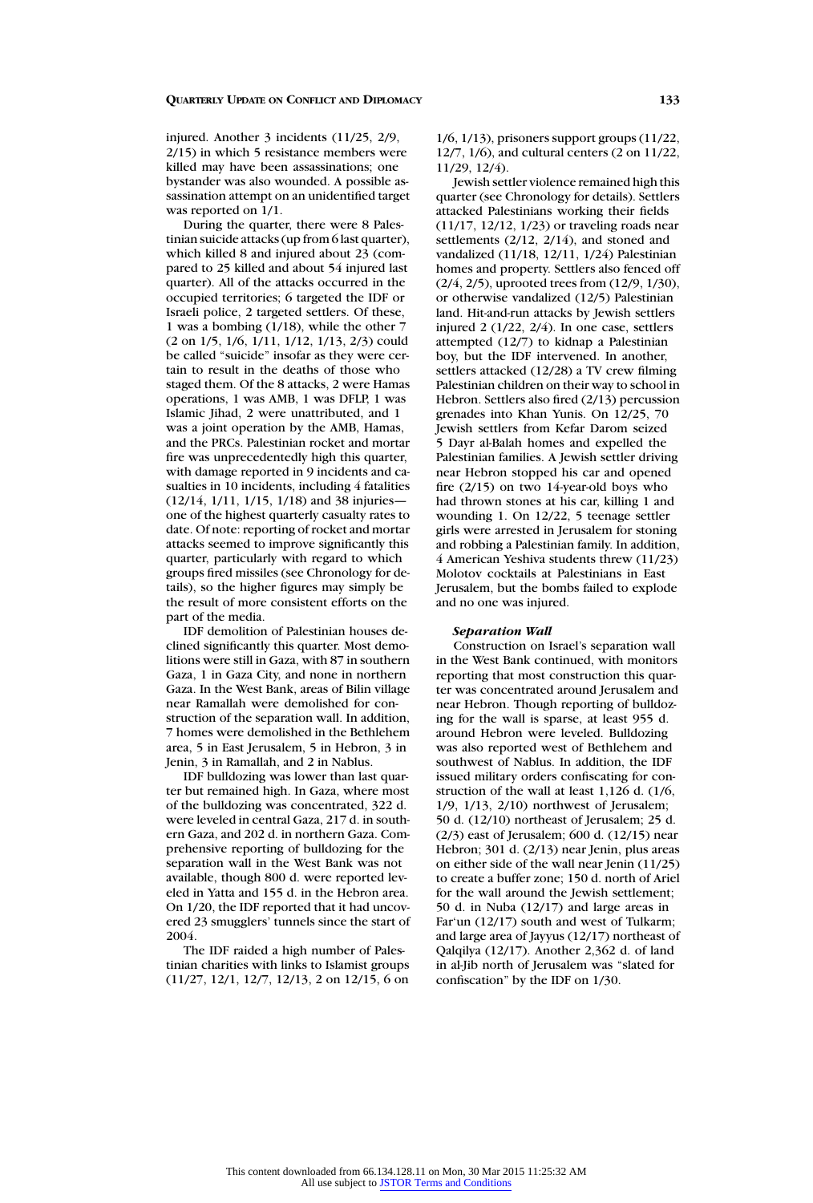injured. Another 3 incidents (11/25, 2/9, 2/15) in which 5 resistance members were killed may have been assassinations; one bystander was also wounded. A possible assassination attempt on an unidentified target was reported on 1/1.

During the quarter, there were 8 Palestinian suicide attacks (up from 6 last quarter), which killed 8 and injured about 23 (compared to 25 killed and about 54 injured last quarter). All of the attacks occurred in the occupied territories; 6 targeted the IDF or Israeli police, 2 targeted settlers. Of these, 1 was a bombing (1/18), while the other 7 (2 on 1/5, 1/6, 1/11, 1/12, 1/13, 2/3) could be called "suicide" insofar as they were certain to result in the deaths of those who staged them. Of the 8 attacks, 2 were Hamas operations, 1 was AMB, 1 was DFLP, 1 was Islamic Jihad, 2 were unattributed, and 1 was a joint operation by the AMB, Hamas, and the PRCs. Palestinian rocket and mortar fire was unprecedentedly high this quarter, with damage reported in 9 incidents and casualties in 10 incidents, including 4 fatalities (12/14, 1/11, 1/15, 1/18) and 38 injuries—one of the highest quarterly casualty rates to date. Of note: reporting of rocket and mortar attacks seemed to improve significantly this quarter, particularly with regard to which groups fired missiles (see Chronology for details), so the higher figures may simply be the result of more consistent efforts on the part of the media.

IDF demolition of Palestinian houses declined significantly this quarter. Most demolitions were still in Gaza, with 87 in southern Gaza, 1 in Gaza City, and none in northern Gaza. In the West Bank, areas of Bilin village near Ramallah were demolished for construction of the separation wall. In addition, 7 homes were demolished in the Bethlehem area, 5 in East Jerusalem, 5 in Hebron, 3 in Jenin, 3 in Ramallah, and 2 in Nablus.

IDF bulldozing was lower than last quarter but remained high. In Gaza, where most of the bulldozing was concentrated, 322 d. were leveled in central Gaza, 217 d. in southern Gaza, and 202 d. in northern Gaza. Comprehensive reporting of bulldozing for the separation wall in the West Bank was not available, though 800 d. were reported leveled in Yatta and 155 d. in the Hebron area. On 1/20, the IDF reported that it had uncovered 23 smugglers' tunnels since the start of 2004.

The IDF raided a high number of Palestinian charities with links to Islamist groups (11/27, 12/1, 12/7, 12/13, 2 on 12/15, 6 on 1/6, 1/13), prisoners support groups (11/22, 12/7, 1/6), and cultural centers (2 on 11/22, 11/29, 12/4).

Jewish settler violence remained high this quarter (see Chronology for details). Settlers attacked Palestinians working their fields (11/17, 12/12, 1/23) or traveling roads near settlements (2/12, 2/14), and stoned and vandalized (11/18, 12/11, 1/24) Palestinian homes and property. Settlers also fenced off (2/4, 2/5), uprooted trees from (12/9, 1/30), or otherwise vandalized (12/5) Palestinian land. Hit-and-run attacks by Jewish settlers injured 2 (1/22, 2/4). In one case, settlers attempted (12/7) to kidnap a Palestinian boy, but the IDF intervened. In another, settlers attacked (12/28) a TV crew filming Palestinian children on their way to school in Hebron. Settlers also fired (2/13) percussion grenades into Khan Yunis. On 12/25, 70 Jewish settlers from Kefar Darom seized 5 Dayr al-Balah homes and expelled the Palestinian families. A Jewish settler driving near Hebron stopped his car and opened fire (2/15) on two 14-year-old boys who had thrown stones at his car, killing 1 and wounding 1. On 12/22, 5 teenage settler girls were arrested in Jerusalem for stoning and robbing a Palestinian family. In addition, 4 American Yeshiva students threw (11/23) Molotov cocktails at Palestinians in East Jerusalem, but the bombs failed to explode and no one was injured.

***Separation Wall***

Construction on Israel's separation wall in the West Bank continued, with monitors reporting that most construction this quarter was concentrated around Jerusalem and near Hebron. Though reporting of bulldozing for the wall is sparse, at least 955 d. around Hebron were leveled. Bulldozing was also reported west of Bethlehem and southwest of Nablus. In addition, the IDF issued military orders confiscating for construction of the wall at least 1,126 d. (1/6, 1/9, 1/13, 2/10) northwest of Jerusalem; 50 d. (12/10) northeast of Jerusalem; 25 d. (2/3) east of Jerusalem; 600 d. (12/15) near Hebron; 301 d. (2/13) near Jenin, plus areas on either side of the wall near Jenin (11/25) to create a buffer zone; 150 d. north of Ariel for the wall around the Jewish settlement; 50 d. in Nuba (12/17) and large areas in Far'un (12/17) south and west of Tulkarm; and large area of Jayyus (12/17) northeast of Qalqilya (12/17). Another 2,362 d. of land in al-Jib north of Jerusalem was "slated for confiscation" by the IDF on 1/30.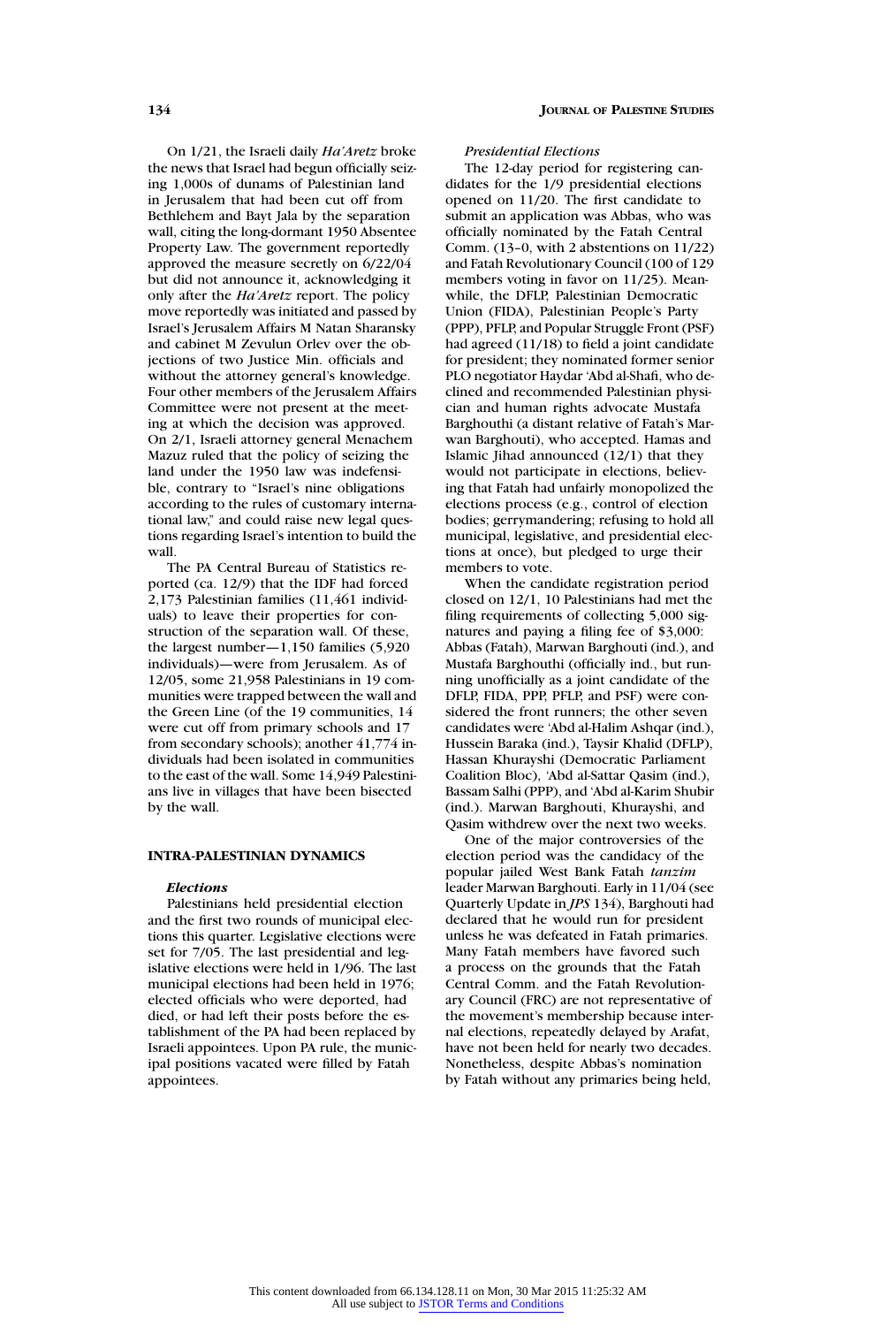On 1/21, the Israeli daily *Ha'Aretz* broke the news that Israel had begun officially seizing 1,000s of dunams of Palestinian land in Jerusalem that had been cut off from Bethlehem and Bayt Jala by the separation wall, citing the long-dormant 1950 Absentee Property Law. The government reportedly approved the measure secretly on 6/22/04 but did not announce it, acknowledging it only after the *Ha'Aretz* report. The policy move reportedly was initiated and passed by Israel's Jerusalem Affairs M Natan Sharansky and cabinet M Zevulun Orlev over the objections of two Justice Min. officials and without the attorney general's knowledge. Four other members of the Jerusalem Affairs Committee were not present at the meeting at which the decision was approved. On 2/1, Israeli attorney general Menachem Mazuz ruled that the policy of seizing the land under the 1950 law was indefensible, contrary to "Israel's nine obligations according to the rules of customary international law," and could raise new legal questions regarding Israel's intention to build the wall.

The PA Central Bureau of Statistics reported (ca. 12/9) that the IDF had forced 2,173 Palestinian families (11,461 individuals) to leave their properties for construction of the separation wall. Of these, the largest number—1,150 families (5,920 individuals)—were from Jerusalem. As of 12/05, some 21,958 Palestinians in 19 communities were trapped between the wall and the Green Line (of the 19 communities, 14 were cut off from primary schools and 17 from secondary schools); another 41,774 individuals had been isolated in communities to the east of the wall. Some 14,949 Palestinians live in villages that have been bisected by the wall.

## INTRA-PALESTINIAN DYNAMICS

### *Elections*

Palestinians held presidential election and the first two rounds of municipal elections this quarter. Legislative elections were set for 7/05. The last presidential and legislative elections were held in 1/96. The last municipal elections had been held in 1976; elected officials who were deported, had died, or had left their posts before the establishment of the PA had been replaced by Israeli appointees. Upon PA rule, the municipal positions vacated were filled by Fatah appointees.

#### *Presidential Elections*

The 12-day period for registering candidates for the 1/9 presidential elections opened on 11/20. The first candidate to submit an application was Abbas, who was officially nominated by the Fatah Central Comm. (13–0, with 2 abstentions on 11/22) and Fatah Revolutionary Council (100 of 129 members voting in favor on 11/25). Meanwhile, the DFLP, Palestinian Democratic Union (FIDA), Palestinian People's Party (PPP), PFLP, and Popular Struggle Front (PSF) had agreed (11/18) to field a joint candidate for president; they nominated former senior PLO negotiator Haydar 'Abd al-Shafi, who declined and recommended Palestinian physician and human rights advocate Mustafa Barghouthi (a distant relative of Fatah's Marwan Barghouti), who accepted. Hamas and Islamic Jihad announced (12/1) that they would not participate in elections, believing that Fatah had unfairly monopolized the elections process (e.g., control of election bodies; gerrymandering; refusing to hold all municipal, legislative, and presidential elections at once), but pledged to urge their members to vote.

When the candidate registration period closed on 12/1, 10 Palestinians had met the filing requirements of collecting 5,000 signatures and paying a filing fee of $3,000: Abbas (Fatah), Marwan Barghouti (ind.), and Mustafa Barghouthi (officially ind., but running unofficially as a joint candidate of the DFLP, FIDA, PPP, PFLP, and PSF) were considered the front runners; the other seven candidates were 'Abd al-Halim Ashqar (ind.), Hussein Baraka (ind.), Taysir Khalid (DFLP), Hassan Khurayshi (Democratic Parliament Coalition Bloc), 'Abd al-Sattar Qasim (ind.), Bassam Salhi (PPP), and 'Abd al-Karim Shubir (ind.). Marwan Barghouti, Khurayshi, and Qasim withdrew over the next two weeks.

One of the major controversies of the election period was the candidacy of the popular jailed West Bank Fatah *tanzim* leader Marwan Barghouti. Early in 11/04 (see Quarterly Update in *JPS* 134), Barghouti had declared that he would run for president unless he was defeated in Fatah primaries. Many Fatah members have favored such a process on the grounds that the Fatah Central Comm. and the Fatah Revolutionary Council (FRC) are not representative of the movement's membership because internal elections, repeatedly delayed by Arafat, have not been held for nearly two decades. Nonetheless, despite Abbas's nomination by Fatah without any primaries being held,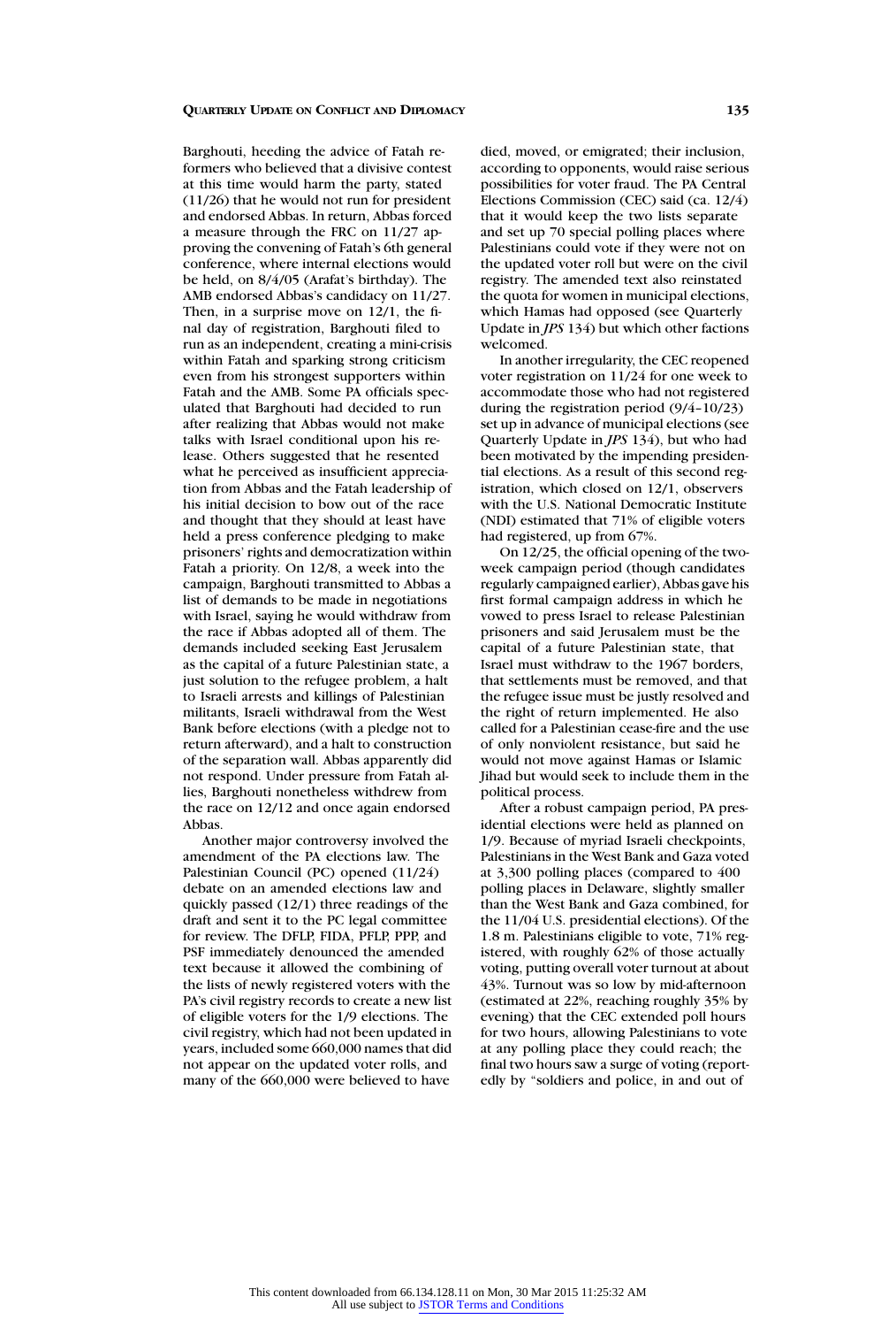Barghouti, heeding the advice of Fatah reformers who believed that a divisive contest at this time would harm the party, stated (11/26) that he would not run for president and endorsed Abbas. In return, Abbas forced a measure through the FRC on 11/27 approving the convening of Fatah's 6th general conference, where internal elections would be held, on 8/4/05 (Arafat's birthday). The AMB endorsed Abbas's candidacy on 11/27. Then, in a surprise move on 12/1, the final day of registration, Barghouti filed to run as an independent, creating a mini-crisis within Fatah and sparking strong criticism even from his strongest supporters within Fatah and the AMB. Some PA officials speculated that Barghouti had decided to run after realizing that Abbas would not make talks with Israel conditional upon his release. Others suggested that he resented what he perceived as insufficient appreciation from Abbas and the Fatah leadership of his initial decision to bow out of the race and thought that they should at least have held a press conference pledging to make prisoners' rights and democratization within Fatah a priority. On 12/8, a week into the campaign, Barghouti transmitted to Abbas a list of demands to be made in negotiations with Israel, saying he would withdraw from the race if Abbas adopted all of them. The demands included seeking East Jerusalem as the capital of a future Palestinian state, a just solution to the refugee problem, a halt to Israeli arrests and killings of Palestinian militants, Israeli withdrawal from the West Bank before elections (with a pledge not to return afterward), and a halt to construction of the separation wall. Abbas apparently did not respond. Under pressure from Fatah allies, Barghouti nonetheless withdrew from the race on 12/12 and once again endorsed Abbas.

Another major controversy involved the amendment of the PA elections law. The Palestinian Council (PC) opened (11/24) debate on an amended elections law and quickly passed (12/1) three readings of the draft and sent it to the PC legal committee for review. The DFLP, FIDA, PFLP, PPP, and PSF immediately denounced the amended text because it allowed the combining of the lists of newly registered voters with the PA's civil registry records to create a new list of eligible voters for the 1/9 elections. The civil registry, which had not been updated in years, included some 660,000 names that did not appear on the updated voter rolls, and many of the 660,000 were believed to have died, moved, or emigrated; their inclusion, according to opponents, would raise serious possibilities for voter fraud. The PA Central Elections Commission (CEC) said (ca. 12/4) that it would keep the two lists separate and set up 70 special polling places where Palestinians could vote if they were not on the updated voter roll but were on the civil registry. The amended text also reinstated the quota for women in municipal elections, which Hamas had opposed (see Quarterly Update in *JPS* 134) but which other factions welcomed.

In another irregularity, the CEC reopened voter registration on 11/24 for one week to accommodate those who had not registered during the registration period (9/4–10/23) set up in advance of municipal elections (see Quarterly Update in *JPS* 134), but who had been motivated by the impending presidential elections. As a result of this second registration, which closed on 12/1, observers with the U.S. National Democratic Institute (NDI) estimated that 71% of eligible voters had registered, up from 67%.

On 12/25, the official opening of the two-week campaign period (though candidates regularly campaigned earlier), Abbas gave his first formal campaign address in which he vowed to press Israel to release Palestinian prisoners and said Jerusalem must be the capital of a future Palestinian state, that Israel must withdraw to the 1967 borders, that settlements must be removed, and that the refugee issue must be justly resolved and the right of return implemented. He also called for a Palestinian cease-fire and the use of only nonviolent resistance, but said he would not move against Hamas or Islamic Jihad but would seek to include them in the political process.

After a robust campaign period, PA presidential elections were held as planned on 1/9. Because of myriad Israeli checkpoints, Palestinians in the West Bank and Gaza voted at 3,300 polling places (compared to 400 polling places in Delaware, slightly smaller than the West Bank and Gaza combined, for the 11/04 U.S. presidential elections). Of the 1.8 m. Palestinians eligible to vote, 71% registered, with roughly 62% of those actually voting, putting overall voter turnout at about 43%. Turnout was so low by mid-afternoon (estimated at 22%, reaching roughly 35% by evening) that the CEC extended poll hours for two hours, allowing Palestinians to vote at any polling place they could reach; the final two hours saw a surge of voting (reportedly by "soldiers and police, in and out of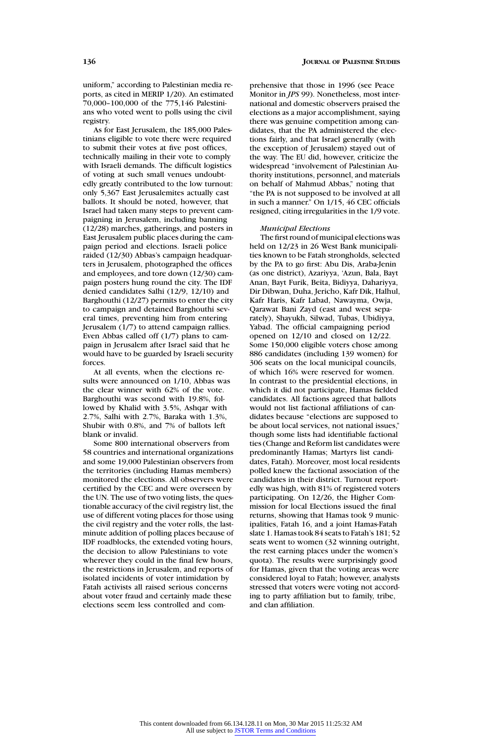uniform," according to Palestinian media reports, as cited in MERIP 1/20). An estimated 70,000–100,000 of the 775,146 Palestinians who voted went to polls using the civil registry.

As for East Jerusalem, the 185,000 Palestinians eligible to vote there were required to submit their votes at five post offices, technically mailing in their vote to comply with Israeli demands. The difficult logistics of voting at such small venues undoubtedly greatly contributed to the low turnout: only 5,367 East Jerusalemites actually cast ballots. It should be noted, however, that Israel had taken many steps to prevent campaigning in Jerusalem, including banning (12/28) marches, gatherings, and posters in East Jerusalem public places during the campaign period and elections. Israeli police raided (12/30) Abbas's campaign headquarters in Jerusalem, photographed the offices and employees, and tore down (12/30) campaign posters hung round the city. The IDF denied candidates Salhi (12/9, 12/10) and Barghouthi (12/27) permits to enter the city to campaign and detained Barghouthi several times, preventing him from entering Jerusalem (1/7) to attend campaign rallies. Even Abbas called off (1/7) plans to campaign in Jerusalem after Israel said that he would have to be guarded by Israeli security forces.

At all events, when the elections results were announced on 1/10, Abbas was the clear winner with 62% of the vote. Barghouthi was second with 19.8%, followed by Khalid with 3.5%, Ashqar with 2.7%, Salhi with 2.7%, Baraka with 1.3%, Shubir with 0.8%, and 7% of ballots left blank or invalid.

Some 800 international observers from 58 countries and international organizations and some 19,000 Palestinian observers from the territories (including Hamas members) monitored the elections. All observers were certified by the CEC and were overseen by the UN. The use of two voting lists, the questionable accuracy of the civil registry list, the use of different voting places for those using the civil registry and the voter rolls, the last-minute addition of polling places because of IDF roadblocks, the extended voting hours, the decision to allow Palestinians to vote wherever they could in the final few hours, the restrictions in Jerusalem, and reports of isolated incidents of voter intimidation by Fatah activists all raised serious concerns about voter fraud and certainly made these elections seem less controlled and comprehensive that those in 1996 (see Peace Monitor in *JPS* 99). Nonetheless, most international and domestic observers praised the elections as a major accomplishment, saying there was genuine competition among candidates, that the PA administered the elections fairly, and that Israel generally (with the exception of Jerusalem) stayed out of the way. The EU did, however, criticize the widespread "involvement of Palestinian Authority institutions, personnel, and materials on behalf of Mahmud Abbas," noting that "the PA is not supposed to be involved at all in such a manner." On 1/15, 46 CEC officials resigned, citing irregularities in the 1/9 vote.

*Municipal Elections*

The first round of municipal elections was held on 12/23 in 26 West Bank municipalities known to be Fatah strongholds, selected by the PA to go first: Abu Dis, Araba-Jenin (as one district), Azariyya, 'Azun, Bala, Bayt Anan, Bayt Furik, Beita, Bidiyya, Dahariyya, Dir Dibwan, Duha, Jericho, Kafr Dik, Halhul, Kafr Haris, Kafr Labad, Nawayma, Owja, Qarawat Bani Zayd (east and west separately), Shayukh, Silwad, Tubas, Ubidiyya, Yabad. The official campaigning period opened on 12/10 and closed on 12/22. Some 150,000 eligible voters chose among 886 candidates (including 139 women) for 306 seats on the local municipal councils, of which 16% were reserved for women. In contrast to the presidential elections, in which it did not participate, Hamas fielded candidates. All factions agreed that ballots would not list factional affiliations of candidates because "elections are supposed to be about local services, not national issues," though some lists had identifiable factional ties (Change and Reform list candidates were predominantly Hamas; Martyrs list candidates, Fatah). Moreover, most local residents polled knew the factional association of the candidates in their district. Turnout reportedly was high, with 81% of registered voters participating. On 12/26, the Higher Commission for local Elections issued the final returns, showing that Hamas took 9 municipalities, Fatah 16, and a joint Hamas-Fatah slate 1. Hamas took 84 seats to Fatah's 181; 52 seats went to women (32 winning outright, the rest earning places under the women's quota). The results were surprisingly good for Hamas, given that the voting areas were considered loyal to Fatah; however, analysts stressed that voters were voting not according to party affiliation but to family, tribe, and clan affiliation.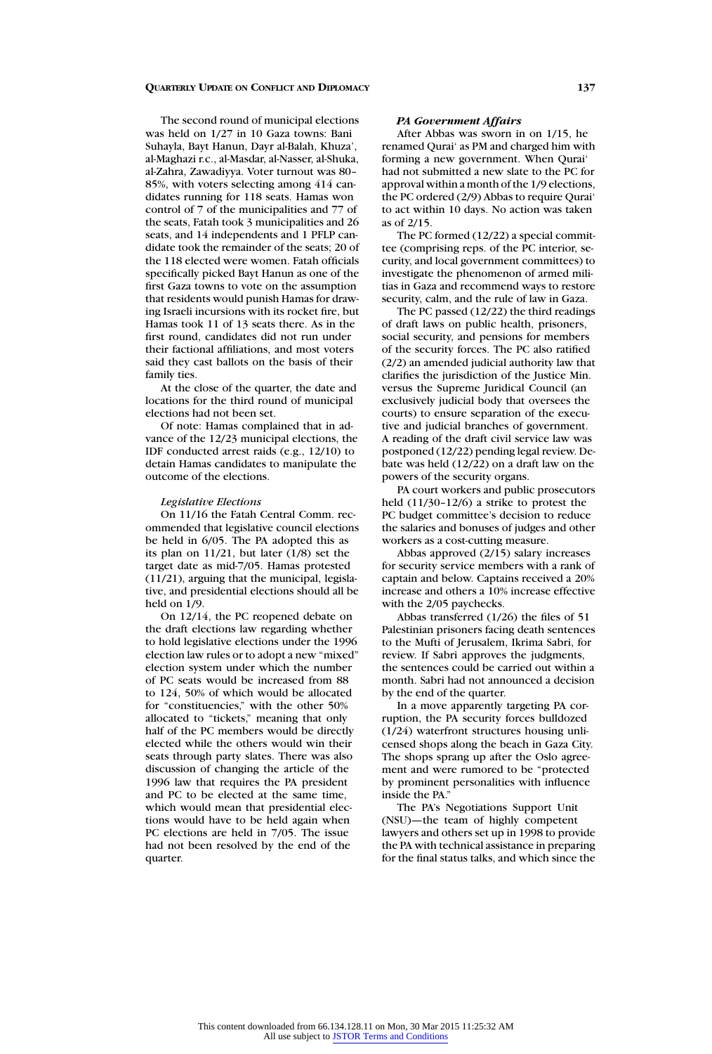The second round of municipal elections was held on 1/27 in 10 Gaza towns: Bani Suhayla, Bayt Hanun, Dayr al-Balah, Khuza', al-Maghazi r.c., al-Masdar, al-Nasser, al-Shuka, al-Zahra, Zawadiyya. Voter turnout was 80–85%, with voters selecting among 414 candidates running for 118 seats. Hamas won control of 7 of the municipalities and 77 of the seats, Fatah took 3 municipalities and 26 seats, and 14 independents and 1 PFLP candidate took the remainder of the seats; 20 of the 118 elected were women. Fatah officials specifically picked Bayt Hanun as one of the first Gaza towns to vote on the assumption that residents would punish Hamas for drawing Israeli incursions with its rocket fire, but Hamas took 11 of 13 seats there. As in the first round, candidates did not run under their factional affiliations, and most voters said they cast ballots on the basis of their family ties.

At the close of the quarter, the date and locations for the third round of municipal elections had not been set.

Of note: Hamas complained that in advance of the 12/23 municipal elections, the IDF conducted arrest raids (e.g., 12/10) to detain Hamas candidates to manipulate the outcome of the elections.

*Legislative Elections*

On 11/16 the Fatah Central Comm. recommended that legislative council elections be held in 6/05. The PA adopted this as its plan on 11/21, but later (1/8) set the target date as mid-7/05. Hamas protested (11/21), arguing that the municipal, legislative, and presidential elections should all be held on 1/9.

On 12/14, the PC reopened debate on the draft elections law regarding whether to hold legislative elections under the 1996 election law rules or to adopt a new "mixed" election system under which the number of PC seats would be increased from 88 to 124, 50% of which would be allocated for "constituencies," with the other 50% allocated to "tickets," meaning that only half of the PC members would be directly elected while the others would win their seats through party slates. There was also discussion of changing the article of the 1996 law that requires the PA president and PC to be elected at the same time, which would mean that presidential elections would have to be held again when PC elections are held in 7/05. The issue had not been resolved by the end of the quarter.

### *PA Government Affairs*

After Abbas was sworn in on 1/15, he renamed Qurai' as PM and charged him with forming a new government. When Qurai' had not submitted a new slate to the PC for approval within a month of the 1/9 elections, the PC ordered (2/9) Abbas to require Qurai' to act within 10 days. No action was taken as of 2/15.

The PC formed (12/22) a special committee (comprising reps. of the PC interior, security, and local government committees) to investigate the phenomenon of armed militias in Gaza and recommend ways to restore security, calm, and the rule of law in Gaza.

The PC passed (12/22) the third readings of draft laws on public health, prisoners, social security, and pensions for members of the security forces. The PC also ratified (2/2) an amended judicial authority law that clarifies the jurisdiction of the Justice Min. versus the Supreme Juridical Council (an exclusively judicial body that oversees the courts) to ensure separation of the executive and judicial branches of government. A reading of the draft civil service law was postponed (12/22) pending legal review. Debate was held (12/22) on a draft law on the powers of the security organs.

PA court workers and public prosecutors held (11/30–12/6) a strike to protest the PC budget committee's decision to reduce the salaries and bonuses of judges and other workers as a cost-cutting measure.

Abbas approved (2/15) salary increases for security service members with a rank of captain and below. Captains received a 20% increase and others a 10% increase effective with the 2/05 paychecks.

Abbas transferred (1/26) the files of 51 Palestinian prisoners facing death sentences to the Mufti of Jerusalem, Ikrima Sabri, for review. If Sabri approves the judgments, the sentences could be carried out within a month. Sabri had not announced a decision by the end of the quarter.

In a move apparently targeting PA corruption, the PA security forces bulldozed (1/24) waterfront structures housing unlicensed shops along the beach in Gaza City. The shops sprang up after the Oslo agreement and were rumored to be "protected by prominent personalities with influence inside the PA."

The PA's Negotiations Support Unit (NSU)—the team of highly competent lawyers and others set up in 1998 to provide the PA with technical assistance in preparing for the final status talks, and which since the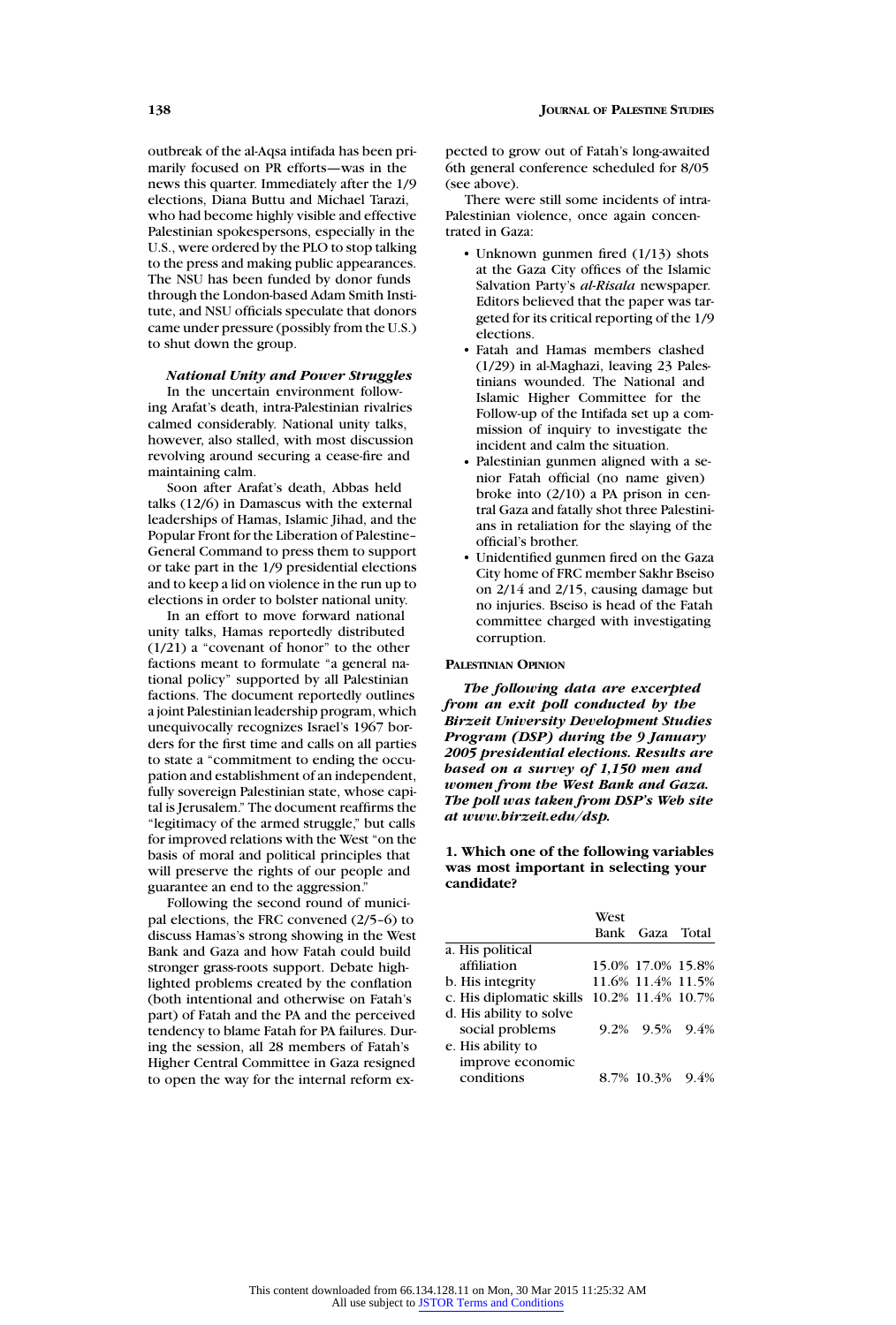outbreak of the al-Aqsa intifada has been primarily focused on PR efforts—was in the news this quarter. Immediately after the 1/9 elections, Diana Buttu and Michael Tarazi, who had become highly visible and effective Palestinian spokespersons, especially in the U.S., were ordered by the PLO to stop talking to the press and making public appearances. The NSU has been funded by donor funds through the London-based Adam Smith Institute, and NSU officials speculate that donors came under pressure (possibly from the U.S.) to shut down the group.

***National Unity and Power Struggles***

In the uncertain environment following Arafat's death, intra-Palestinian rivalries calmed considerably. National unity talks, however, also stalled, with most discussion revolving around securing a cease-fire and maintaining calm.

Soon after Arafat's death, Abbas held talks (12/6) in Damascus with the external leaderships of Hamas, Islamic Jihad, and the Popular Front for the Liberation of Palestine–General Command to press them to support or take part in the 1/9 presidential elections and to keep a lid on violence in the run up to elections in order to bolster national unity.

In an effort to move forward national unity talks, Hamas reportedly distributed (1/21) a "covenant of honor" to the other factions meant to formulate "a general national policy" supported by all Palestinian factions. The document reportedly outlines a joint Palestinian leadership program, which unequivocally recognizes Israel's 1967 borders for the first time and calls on all parties to state a "commitment to ending the occupation and establishment of an independent, fully sovereign Palestinian state, whose capital is Jerusalem." The document reaffirms the "legitimacy of the armed struggle," but calls for improved relations with the West "on the basis of moral and political principles that will preserve the rights of our people and guarantee an end to the aggression."

Following the second round of municipal elections, the FRC convened (2/5–6) to discuss Hamas's strong showing in the West Bank and Gaza and how Fatah could build stronger grass-roots support. Debate highlighted problems created by the conflation (both intentional and otherwise on Fatah's part) of Fatah and the PA and the perceived tendency to blame Fatah for PA failures. During the session, all 28 members of Fatah's Higher Central Committee in Gaza resigned to open the way for the internal reform expected to grow out of Fatah's long-awaited 6th general conference scheduled for 8/05 (see above).

There were still some incidents of intra-Palestinian violence, once again concentrated in Gaza:

- Unknown gunmen fired (1/13) shots at the Gaza City offices of the Islamic Salvation Party's *al-Risala* newspaper. Editors believed that the paper was targeted for its critical reporting of the 1/9 elections.
- Fatah and Hamas members clashed (1/29) in al-Maghazi, leaving 23 Palestinians wounded. The National and Islamic Higher Committee for the Follow-up of the Intifada set up a commission of inquiry to investigate the incident and calm the situation.
- Palestinian gunmen aligned with a senior Fatah official (no name given) broke into (2/10) a PA prison in central Gaza and fatally shot three Palestinians in retaliation for the slaying of the official's brother.
- Unidentified gunmen fired on the Gaza City home of FRC member Sakhr Bseiso on 2/14 and 2/15, causing damage but no injuries. Bseiso is head of the Fatah committee charged with investigating corruption.

## PALESTINIAN OPINION

***The following data are excerpted from an exit poll conducted by the Birzeit University Development Studies Program (DSP) during the 9 January 2005 presidential elections. Results are based on a survey of 1,150 men and women from the West Bank and Gaza. The poll was taken from DSP's Web site at www.birzeit.edu/dsp.***

**1. Which one of the following variables was most important in selecting your candidate?**

| | West Bank | Gaza | Total |
|---|---|---|---|
| a. His political affiliation | 15.0% | 17.0% | 15.8% |
| b. His integrity | 11.6% | 11.4% | 11.5% |
| c. His diplomatic skills | 10.2% | 11.4% | 10.7% |
| d. His ability to solve social problems | 9.2% | 9.5% | 9.4% |
| e. His ability to improve economic conditions | 8.7% | 10.3% | 9.4% |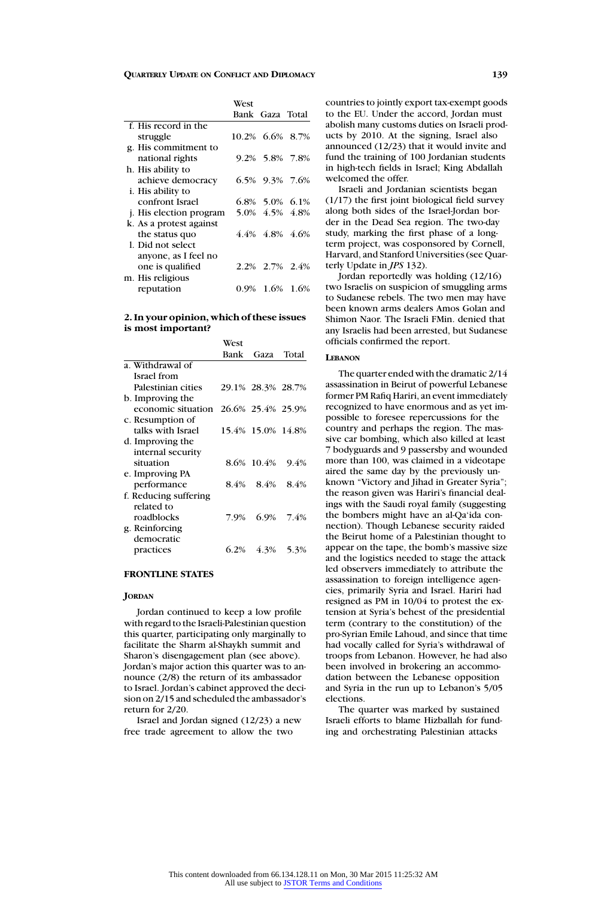| | West Bank | Gaza | Total |
|---|---|---|---|
| f. His record in the struggle | 10.2% | 6.6% | 8.7% |
| g. His commitment to national rights | 9.2% | 5.8% | 7.8% |
| h. His ability to achieve democracy | 6.5% | 9.3% | 7.6% |
| i. His ability to confront Israel | 6.8% | 5.0% | 6.1% |
| j. His election program | 5.0% | 4.5% | 4.8% |
| k. As a protest against the status quo | 4.4% | 4.8% | 4.6% |
| l. Did not select anyone, as I feel no one is qualified | 2.2% | 2.7% | 2.4% |
| m. His religious reputation | 0.9% | 1.6% | 1.6% |

**2. In your opinion, which of these issues is most important?**

| | West Bank | Gaza | Total |
|---|---|---|---|
| a. Withdrawal of Israel from Palestinian cities | 29.1% | 28.3% | 28.7% |
| b. Improving the economic situation | 26.6% | 25.4% | 25.9% |
| c. Resumption of talks with Israel | 15.4% | 15.0% | 14.8% |
| d. Improving the internal security situation | 8.6% | 10.4% | 9.4% |
| e. Improving PA performance | 8.4% | 8.4% | 8.4% |
| f. Reducing suffering related to roadblocks | 7.9% | 6.9% | 7.4% |
| g. Reinforcing democratic practices | 6.2% | 4.3% | 5.3% |

## FRONTLINE STATES

### JORDAN

Jordan continued to keep a low profile with regard to the Israeli-Palestinian question this quarter, participating only marginally to facilitate the Sharm al-Shaykh summit and Sharon's disengagement plan (see above). Jordan's major action this quarter was to announce (2/8) the return of its ambassador to Israel. Jordan's cabinet approved the decision on 2/15 and scheduled the ambassador's return for 2/20.

Israel and Jordan signed (12/23) a new free trade agreement to allow the two countries to jointly export tax-exempt goods to the EU. Under the accord, Jordan must abolish many customs duties on Israeli products by 2010. At the signing, Israel also announced (12/23) that it would invite and fund the training of 100 Jordanian students in high-tech fields in Israel; King Abdallah welcomed the offer.

Israeli and Jordanian scientists began (1/17) the first joint biological field survey along both sides of the Israel-Jordan border in the Dead Sea region. The two-day study, marking the first phase of a long-term project, was cosponsored by Cornell, Harvard, and Stanford Universities (see Quarterly Update in *JPS* 132).

Jordan reportedly was holding (12/16) two Israelis on suspicion of smuggling arms to Sudanese rebels. The two men may have been known arms dealers Amos Golan and Shimon Naor. The Israeli FMin. denied that any Israelis had been arrested, but Sudanese officials confirmed the report.

### LEBANON

The quarter ended with the dramatic 2/14 assassination in Beirut of powerful Lebanese former PM Rafiq Hariri, an event immediately recognized to have enormous and as yet impossible to foresee repercussions for the country and perhaps the region. The massive car bombing, which also killed at least 7 bodyguards and 9 passersby and wounded more than 100, was claimed in a videotape aired the same day by the previously unknown "Victory and Jihad in Greater Syria"; the reason given was Hariri's financial dealings with the Saudi royal family (suggesting the bombers might have an al-Qa'ida connection). Though Lebanese security raided the Beirut home of a Palestinian thought to appear on the tape, the bomb's massive size and the logistics needed to stage the attack led observers immediately to attribute the assassination to foreign intelligence agencies, primarily Syria and Israel. Hariri had resigned as PM in 10/04 to protest the extension at Syria's behest of the presidential term (contrary to the constitution) of the pro-Syrian Emile Lahoud, and since that time had vocally called for Syria's withdrawal of troops from Lebanon. However, he had also been involved in brokering an accommodation between the Lebanese opposition and Syria in the run up to Lebanon's 5/05 elections.

The quarter was marked by sustained Israeli efforts to blame Hizballah for funding and orchestrating Palestinian attacks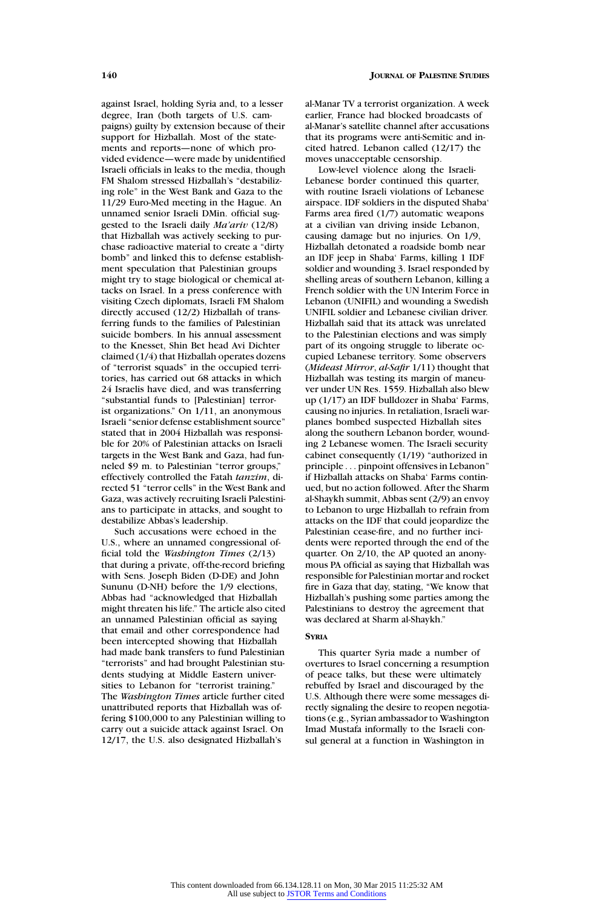against Israel, holding Syria and, to a lesser degree, Iran (both targets of U.S. campaigns) guilty by extension because of their support for Hizballah. Most of the statements and reports—none of which provided evidence—were made by unidentified Israeli officials in leaks to the media, though FM Shalom stressed Hizballah's "destabilizing role" in the West Bank and Gaza to the 11/29 Euro-Med meeting in the Hague. An unnamed senior Israeli DMin. official suggested to the Israeli daily *Ma'ariv* (12/8) that Hizballah was actively seeking to purchase radioactive material to create a "dirty bomb" and linked this to defense establishment speculation that Palestinian groups might try to stage biological or chemical attacks on Israel. In a press conference with visiting Czech diplomats, Israeli FM Shalom directly accused (12/2) Hizballah of transferring funds to the families of Palestinian suicide bombers. In his annual assessment to the Knesset, Shin Bet head Avi Dichter claimed (1/4) that Hizballah operates dozens of "terrorist squads" in the occupied territories, has carried out 68 attacks in which 24 Israelis have died, and was transferring "substantial funds to [Palestinian] terrorist organizations." On 1/11, an anonymous Israeli "senior defense establishment source" stated that in 2004 Hizballah was responsible for 20% of Palestinian attacks on Israeli targets in the West Bank and Gaza, had funneled $9 m. to Palestinian "terror groups," effectively controlled the Fatah *tanzim*, directed 51 "terror cells" in the West Bank and Gaza, was actively recruiting Israeli Palestinians to participate in attacks, and sought to destabilize Abbas's leadership.

Such accusations were echoed in the U.S., where an unnamed congressional official told the *Washington Times* (2/13) that during a private, off-the-record briefing with Sens. Joseph Biden (D-DE) and John Sununu (D-NH) before the 1/9 elections, Abbas had "acknowledged that Hizballah might threaten his life." The article also cited an unnamed Palestinian official as saying that email and other correspondence had been intercepted showing that Hizballah had made bank transfers to fund Palestinian "terrorists" and had brought Palestinian students studying at Middle Eastern universities to Lebanon for "terrorist training." The *Washington Times* article further cited unattributed reports that Hizballah was offering $100,000 to any Palestinian willing to carry out a suicide attack against Israel. On 12/17, the U.S. also designated Hizballah's al-Manar TV a terrorist organization. A week earlier, France had blocked broadcasts of al-Manar's satellite channel after accusations that its programs were anti-Semitic and incited hatred. Lebanon called (12/17) the moves unacceptable censorship.

Low-level violence along the Israeli-Lebanese border continued this quarter, with routine Israeli violations of Lebanese airspace. IDF soldiers in the disputed Shaba' Farms area fired (1/7) automatic weapons at a civilian van driving inside Lebanon, causing damage but no injuries. On 1/9, Hizballah detonated a roadside bomb near an IDF jeep in Shaba' Farms, killing 1 IDF soldier and wounding 3. Israel responded by shelling areas of southern Lebanon, killing a French soldier with the UN Interim Force in Lebanon (UNIFIL) and wounding a Swedish UNIFIL soldier and Lebanese civilian driver. Hizballah said that its attack was unrelated to the Palestinian elections and was simply part of its ongoing struggle to liberate occupied Lebanese territory. Some observers (*Mideast Mirror*, *al-Safir* 1/11) thought that Hizballah was testing its margin of maneuver under UN Res. 1559. Hizballah also blew up (1/17) an IDF bulldozer in Shaba' Farms, causing no injuries. In retaliation, Israeli warplanes bombed suspected Hizballah sites along the southern Lebanon border, wounding 2 Lebanese women. The Israeli security cabinet consequently (1/19) "authorized in principle . . . pinpoint offensives in Lebanon" if Hizballah attacks on Shaba' Farms continued, but no action followed. After the Sharm al-Shaykh summit, Abbas sent (2/9) an envoy to Lebanon to urge Hizballah to refrain from attacks on the IDF that could jeopardize the Palestinian cease-fire, and no further incidents were reported through the end of the quarter. On 2/10, the AP quoted an anonymous PA official as saying that Hizballah was responsible for Palestinian mortar and rocket fire in Gaza that day, stating, "We know that Hizballah's pushing some parties among the Palestinians to destroy the agreement that was declared at Sharm al-Shaykh."

### Syria

This quarter Syria made a number of overtures to Israel concerning a resumption of peace talks, but these were ultimately rebuffed by Israel and discouraged by the U.S. Although there were some messages directly signaling the desire to reopen negotiations (e.g., Syrian ambassador to Washington Imad Mustafa informally to the Israeli consul general at a function in Washington in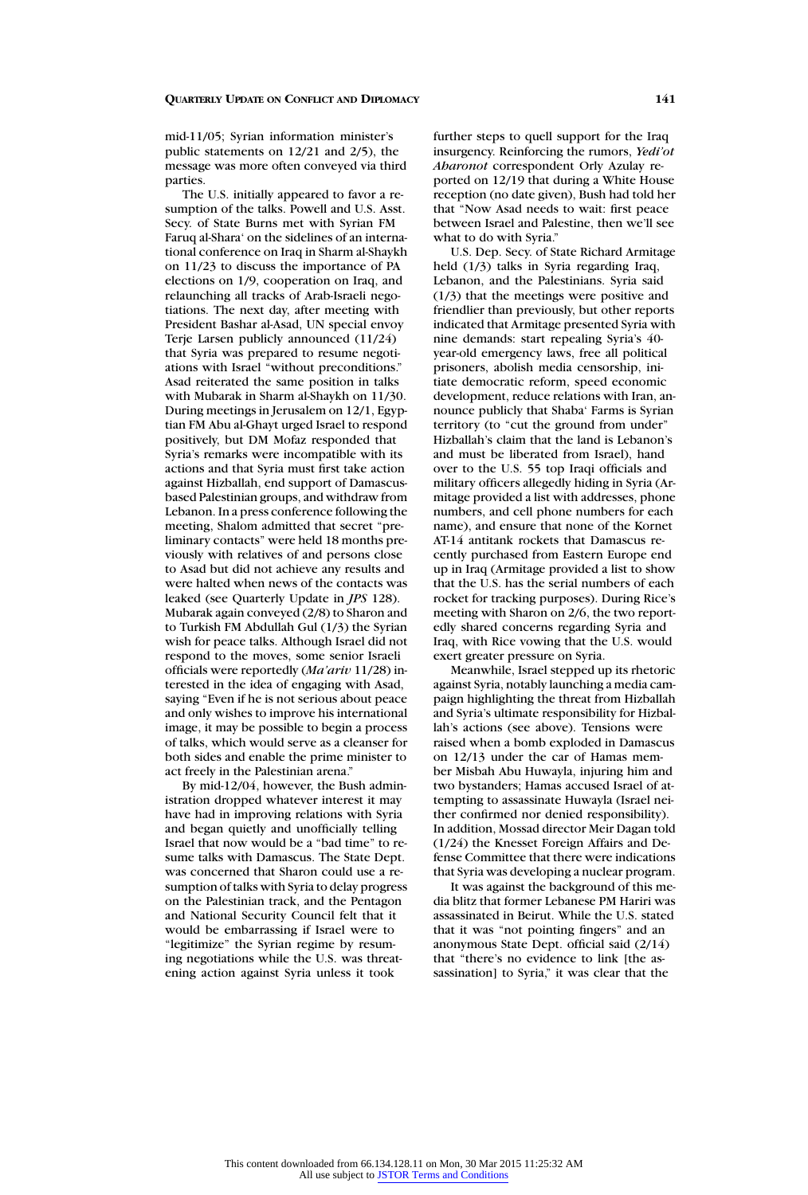mid-11/05; Syrian information minister's public statements on 12/21 and 2/5), the message was more often conveyed via third parties.

The U.S. initially appeared to favor a resumption of the talks. Powell and U.S. Asst. Secy. of State Burns met with Syrian FM Faruq al-Shara' on the sidelines of an international conference on Iraq in Sharm al-Shaykh on 11/23 to discuss the importance of PA elections on 1/9, cooperation on Iraq, and relaunching all tracks of Arab-Israeli negotiations. The next day, after meeting with President Bashar al-Asad, UN special envoy Terje Larsen publicly announced (11/24) that Syria was prepared to resume negotiations with Israel "without preconditions." Asad reiterated the same position in talks with Mubarak in Sharm al-Shaykh on 11/30. During meetings in Jerusalem on 12/1, Egyptian FM Abu al-Ghayt urged Israel to respond positively, but DM Mofaz responded that Syria's remarks were incompatible with its actions and that Syria must first take action against Hizballah, end support of Damascus-based Palestinian groups, and withdraw from Lebanon. In a press conference following the meeting, Shalom admitted that secret "preliminary contacts" were held 18 months previously with relatives of and persons close to Asad but did not achieve any results and were halted when news of the contacts was leaked (see Quarterly Update in *JPS* 128). Mubarak again conveyed (2/8) to Sharon and to Turkish FM Abdullah Gul (1/3) the Syrian wish for peace talks. Although Israel did not respond to the moves, some senior Israeli officials were reportedly (*Ma'ariv* 11/28) interested in the idea of engaging with Asad, saying "Even if he is not serious about peace and only wishes to improve his international image, it may be possible to begin a process of talks, which would serve as a cleanser for both sides and enable the prime minister to act freely in the Palestinian arena."

By mid-12/04, however, the Bush administration dropped whatever interest it may have had in improving relations with Syria and began quietly and unofficially telling Israel that now would be a "bad time" to resume talks with Damascus. The State Dept. was concerned that Sharon could use a resumption of talks with Syria to delay progress on the Palestinian track, and the Pentagon and National Security Council felt that it would be embarrassing if Israel were to "legitimize" the Syrian regime by resuming negotiations while the U.S. was threatening action against Syria unless it took further steps to quell support for the Iraq insurgency. Reinforcing the rumors, *Yedi'ot Aharonot* correspondent Orly Azulay reported on 12/19 that during a White House reception (no date given), Bush had told her that "Now Asad needs to wait: first peace between Israel and Palestine, then we'll see what to do with Syria."

U.S. Dep. Secy. of State Richard Armitage held (1/3) talks in Syria regarding Iraq, Lebanon, and the Palestinians. Syria said (1/3) that the meetings were positive and friendlier than previously, but other reports indicated that Armitage presented Syria with nine demands: start repealing Syria's 40-year-old emergency laws, free all political prisoners, abolish media censorship, initiate democratic reform, speed economic development, reduce relations with Iran, announce publicly that Shaba' Farms is Syrian territory (to "cut the ground from under" Hizballah's claim that the land is Lebanon's and must be liberated from Israel), hand over to the U.S. 55 top Iraqi officials and military officers allegedly hiding in Syria (Armitage provided a list with addresses, phone numbers, and cell phone numbers for each name), and ensure that none of the Kornet AT-14 antitank rockets that Damascus recently purchased from Eastern Europe end up in Iraq (Armitage provided a list to show that the U.S. has the serial numbers of each rocket for tracking purposes). During Rice's meeting with Sharon on 2/6, the two reportedly shared concerns regarding Syria and Iraq, with Rice vowing that the U.S. would exert greater pressure on Syria.

Meanwhile, Israel stepped up its rhetoric against Syria, notably launching a media campaign highlighting the threat from Hizballah and Syria's ultimate responsibility for Hizballah's actions (see above). Tensions were raised when a bomb exploded in Damascus on 12/13 under the car of Hamas member Misbah Abu Huwayla, injuring him and two bystanders; Hamas accused Israel of attempting to assassinate Huwayla (Israel neither confirmed nor denied responsibility). In addition, Mossad director Meir Dagan told (1/24) the Knesset Foreign Affairs and Defense Committee that there were indications that Syria was developing a nuclear program.

It was against the background of this media blitz that former Lebanese PM Hariri was assassinated in Beirut. While the U.S. stated that it was "not pointing fingers" and an anonymous State Dept. official said (2/14) that "there's no evidence to link [the assassination] to Syria," it was clear that the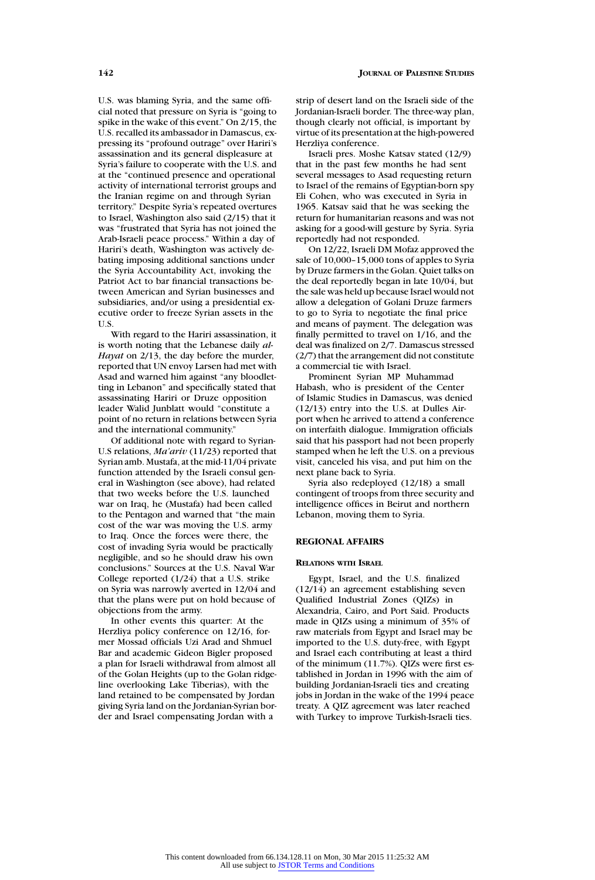U.S. was blaming Syria, and the same official noted that pressure on Syria is "going to spike in the wake of this event." On 2/15, the U.S. recalled its ambassador in Damascus, expressing its "profound outrage" over Hariri's assassination and its general displeasure at Syria's failure to cooperate with the U.S. and at the "continued presence and operational activity of international terrorist groups and the Iranian regime on and through Syrian territory." Despite Syria's repeated overtures to Israel, Washington also said (2/15) that it was "frustrated that Syria has not joined the Arab-Israeli peace process." Within a day of Hariri's death, Washington was actively debating imposing additional sanctions under the Syria Accountability Act, invoking the Patriot Act to bar financial transactions between American and Syrian businesses and subsidiaries, and/or using a presidential executive order to freeze Syrian assets in the U.S.

With regard to the Hariri assassination, it is worth noting that the Lebanese daily *al-Hayat* on 2/13, the day before the murder, reported that UN envoy Larsen had met with Asad and warned him against "any bloodletting in Lebanon" and specifically stated that assassinating Hariri or Druze opposition leader Walid Junblatt would "constitute a point of no return in relations between Syria and the international community."

Of additional note with regard to Syrian-U.S relations, *Ma'ariv* (11/23) reported that Syrian amb. Mustafa, at the mid-11/04 private function attended by the Israeli consul general in Washington (see above), had related that two weeks before the U.S. launched war on Iraq, he (Mustafa) had been called to the Pentagon and warned that "the main cost of the war was moving the U.S. army to Iraq. Once the forces were there, the cost of invading Syria would be practically negligible, and so he should draw his own conclusions." Sources at the U.S. Naval War College reported (1/24) that a U.S. strike on Syria was narrowly averted in 12/04 and that the plans were put on hold because of objections from the army.

In other events this quarter: At the Herzliya policy conference on 12/16, former Mossad officials Uzi Arad and Shmuel Bar and academic Gideon Bigler proposed a plan for Israeli withdrawal from almost all of the Golan Heights (up to the Golan ridgeline overlooking Lake Tiberias), with the land retained to be compensated by Jordan giving Syria land on the Jordanian-Syrian border and Israel compensating Jordan with a strip of desert land on the Israeli side of the Jordanian-Israeli border. The three-way plan, though clearly not official, is important by virtue of its presentation at the high-powered Herzliya conference.

Israeli pres. Moshe Katsav stated (12/9) that in the past few months he had sent several messages to Asad requesting return to Israel of the remains of Egyptian-born spy Eli Cohen, who was executed in Syria in 1965. Katsav said that he was seeking the return for humanitarian reasons and was not asking for a good-will gesture by Syria. Syria reportedly had not responded.

On 12/22, Israeli DM Mofaz approved the sale of 10,000–15,000 tons of apples to Syria by Druze farmers in the Golan. Quiet talks on the deal reportedly began in late 10/04, but the sale was held up because Israel would not allow a delegation of Golani Druze farmers to go to Syria to negotiate the final price and means of payment. The delegation was finally permitted to travel on 1/16, and the deal was finalized on 2/7. Damascus stressed (2/7) that the arrangement did not constitute a commercial tie with Israel.

Prominent Syrian MP Muhammad Habash, who is president of the Center of Islamic Studies in Damascus, was denied (12/13) entry into the U.S. at Dulles Airport when he arrived to attend a conference on interfaith dialogue. Immigration officials said that his passport had not been properly stamped when he left the U.S. on a previous visit, canceled his visa, and put him on the next plane back to Syria.

Syria also redeployed (12/18) a small contingent of troops from three security and intelligence offices in Beirut and northern Lebanon, moving them to Syria.

## REGIONAL AFFAIRS

### Relations with Israel

Egypt, Israel, and the U.S. finalized (12/14) an agreement establishing seven Qualified Industrial Zones (QIZs) in Alexandria, Cairo, and Port Said. Products made in QIZs using a minimum of 35% of raw materials from Egypt and Israel may be imported to the U.S. duty-free, with Egypt and Israel each contributing at least a third of the minimum (11.7%). QIZs were first established in Jordan in 1996 with the aim of building Jordanian-Israeli ties and creating jobs in Jordan in the wake of the 1994 peace treaty. A QIZ agreement was later reached with Turkey to improve Turkish-Israeli ties.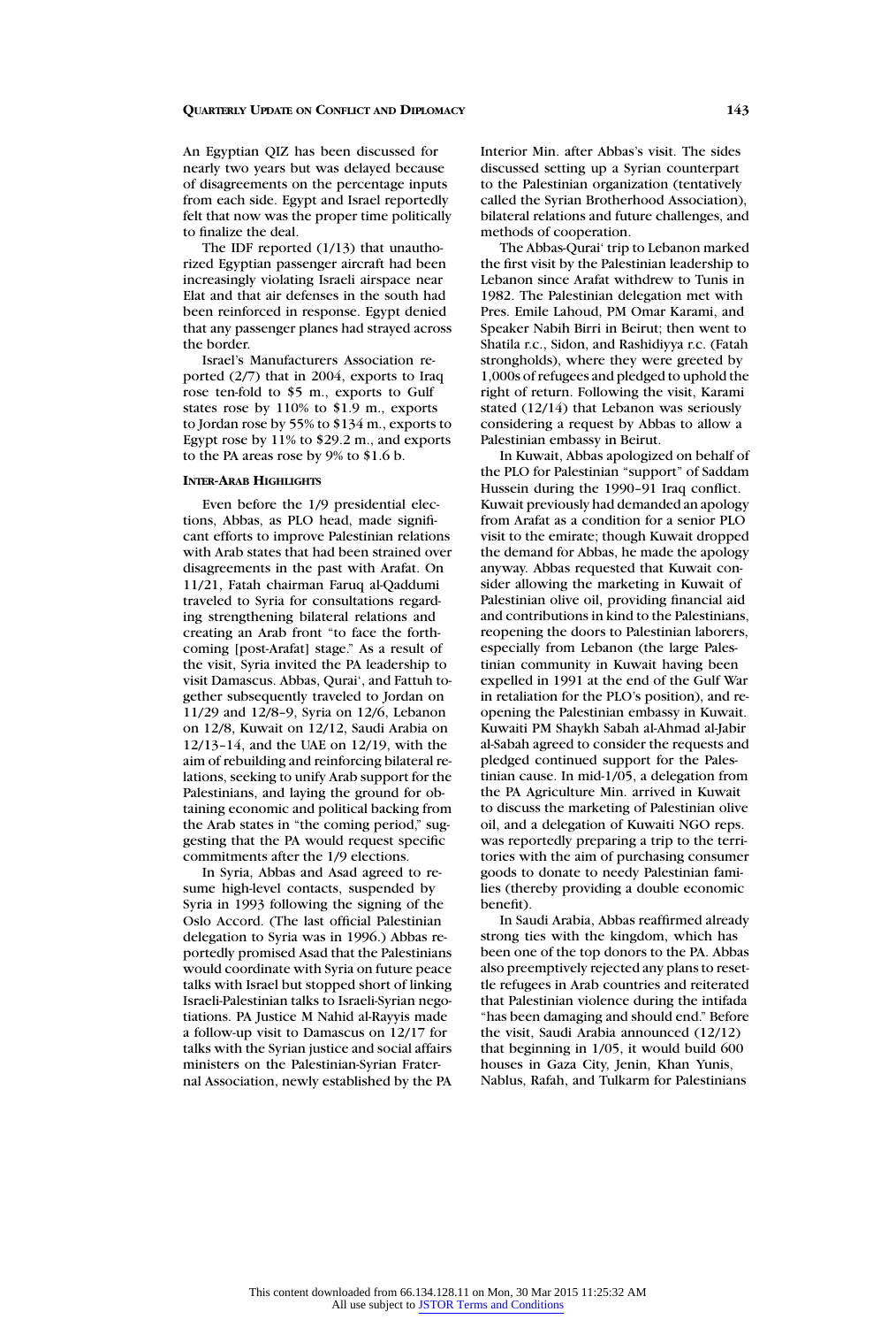An Egyptian QIZ has been discussed for nearly two years but was delayed because of disagreements on the percentage inputs from each side. Egypt and Israel reportedly felt that now was the proper time politically to finalize the deal.

The IDF reported (1/13) that unauthorized Egyptian passenger aircraft had been increasingly violating Israeli airspace near Elat and that air defenses in the south had been reinforced in response. Egypt denied that any passenger planes had strayed across the border.

Israel's Manufacturers Association reported (2/7) that in 2004, exports to Iraq rose ten-fold to $5 m., exports to Gulf states rose by 110% to $1.9 m., exports to Jordan rose by 55% to $134 m., exports to Egypt rose by 11% to $29.2 m., and exports to the PA areas rose by 9% to $1.6 b.

## Inter-Arab Highlights

Even before the 1/9 presidential elections, Abbas, as PLO head, made significant efforts to improve Palestinian relations with Arab states that had been strained over disagreements in the past with Arafat. On 11/21, Fatah chairman Faruq al-Qaddumi traveled to Syria for consultations regarding strengthening bilateral relations and creating an Arab front "to face the forthcoming [post-Arafat] stage." As a result of the visit, Syria invited the PA leadership to visit Damascus. Abbas, Qurai', and Fattuh together subsequently traveled to Jordan on 11/29 and 12/8–9, Syria on 12/6, Lebanon on 12/8, Kuwait on 12/12, Saudi Arabia on 12/13–14, and the UAE on 12/19, with the aim of rebuilding and reinforcing bilateral relations, seeking to unify Arab support for the Palestinians, and laying the ground for obtaining economic and political backing from the Arab states in "the coming period," suggesting that the PA would request specific commitments after the 1/9 elections.

In Syria, Abbas and Asad agreed to resume high-level contacts, suspended by Syria in 1993 following the signing of the Oslo Accord. (The last official Palestinian delegation to Syria was in 1996.) Abbas reportedly promised Asad that the Palestinians would coordinate with Syria on future peace talks with Israel but stopped short of linking Israeli-Palestinian talks to Israeli-Syrian negotiations. PA Justice M Nahid al-Rayyis made a follow-up visit to Damascus on 12/17 for talks with the Syrian justice and social affairs ministers on the Palestinian-Syrian Fraternal Association, newly established by the PA Interior Min. after Abbas's visit. The sides discussed setting up a Syrian counterpart to the Palestinian organization (tentatively called the Syrian Brotherhood Association), bilateral relations and future challenges, and methods of cooperation.

The Abbas-Qurai' trip to Lebanon marked the first visit by the Palestinian leadership to Lebanon since Arafat withdrew to Tunis in 1982. The Palestinian delegation met with Pres. Emile Lahoud, PM Omar Karami, and Speaker Nabih Birri in Beirut; then went to Shatila r.c., Sidon, and Rashidiyya r.c. (Fatah strongholds), where they were greeted by 1,000s of refugees and pledged to uphold the right of return. Following the visit, Karami stated (12/14) that Lebanon was seriously considering a request by Abbas to allow a Palestinian embassy in Beirut.

In Kuwait, Abbas apologized on behalf of the PLO for Palestinian "support" of Saddam Hussein during the 1990–91 Iraq conflict. Kuwait previously had demanded an apology from Arafat as a condition for a senior PLO visit to the emirate; though Kuwait dropped the demand for Abbas, he made the apology anyway. Abbas requested that Kuwait consider allowing the marketing in Kuwait of Palestinian olive oil, providing financial aid and contributions in kind to the Palestinians, reopening the doors to Palestinian laborers, especially from Lebanon (the large Palestinian community in Kuwait having been expelled in 1991 at the end of the Gulf War in retaliation for the PLO's position), and reopening the Palestinian embassy in Kuwait. Kuwaiti PM Shaykh Sabah al-Ahmad al-Jabir al-Sabah agreed to consider the requests and pledged continued support for the Palestinian cause. In mid-1/05, a delegation from the PA Agriculture Min. arrived in Kuwait to discuss the marketing of Palestinian olive oil, and a delegation of Kuwaiti NGO reps. was reportedly preparing a trip to the territories with the aim of purchasing consumer goods to donate to needy Palestinian families (thereby providing a double economic benefit).

In Saudi Arabia, Abbas reaffirmed already strong ties with the kingdom, which has been one of the top donors to the PA. Abbas also preemptively rejected any plans to resettle refugees in Arab countries and reiterated that Palestinian violence during the intifada "has been damaging and should end." Before the visit, Saudi Arabia announced (12/12) that beginning in 1/05, it would build 600 houses in Gaza City, Jenin, Khan Yunis, Nablus, Rafah, and Tulkarm for Palestinians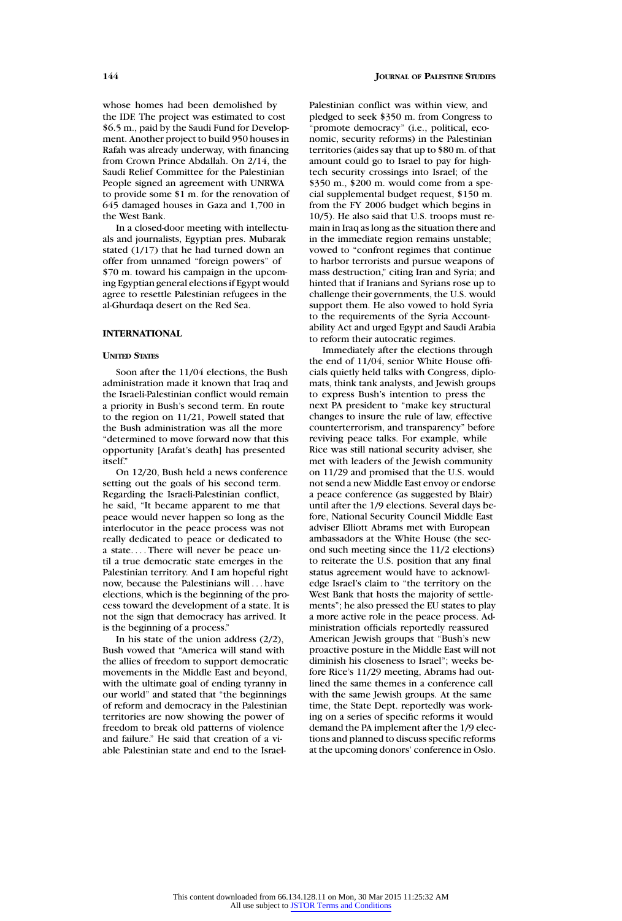whose homes had been demolished by the IDF. The project was estimated to cost $6.5 m., paid by the Saudi Fund for Development. Another project to build 950 houses in Rafah was already underway, with financing from Crown Prince Abdallah. On 2/14, the Saudi Relief Committee for the Palestinian People signed an agreement with UNRWA to provide some $1 m. for the renovation of 645 damaged houses in Gaza and 1,700 in the West Bank.

In a closed-door meeting with intellectuals and journalists, Egyptian pres. Mubarak stated (1/17) that he had turned down an offer from unnamed "foreign powers" of $70 m. toward his campaign in the upcoming Egyptian general elections if Egypt would agree to resettle Palestinian refugees in the al-Ghurdaqa desert on the Red Sea.

## INTERNATIONAL

### UNITED STATES

Soon after the 11/04 elections, the Bush administration made it known that Iraq and the Israeli-Palestinian conflict would remain a priority in Bush's second term. En route to the region on 11/21, Powell stated that the Bush administration was all the more "determined to move forward now that this opportunity [Arafat's death] has presented itself."

On 12/20, Bush held a news conference setting out the goals of his second term. Regarding the Israeli-Palestinian conflict, he said, "It became apparent to me that peace would never happen so long as the interlocutor in the peace process was not really dedicated to peace or dedicated to a state. . . . There will never be peace until a true democratic state emerges in the Palestinian territory. And I am hopeful right now, because the Palestinians will . . . have elections, which is the beginning of the process toward the development of a state. It is not the sign that democracy has arrived. It is the beginning of a process."

In his state of the union address (2/2), Bush vowed that "America will stand with the allies of freedom to support democratic movements in the Middle East and beyond, with the ultimate goal of ending tyranny in our world" and stated that "the beginnings of reform and democracy in the Palestinian territories are now showing the power of freedom to break old patterns of violence and failure." He said that creation of a viable Palestinian state and end to the Israel-Palestinian conflict was within view, and pledged to seek $350 m. from Congress to "promote democracy" (i.e., political, economic, security reforms) in the Palestinian territories (aides say that up to $80 m. of that amount could go to Israel to pay for high-tech security crossings into Israel; of the $350 m., $200 m. would come from a special supplemental budget request, $150 m. from the FY 2006 budget which begins in 10/5). He also said that U.S. troops must remain in Iraq as long as the situation there and in the immediate region remains unstable; vowed to "confront regimes that continue to harbor terrorists and pursue weapons of mass destruction," citing Iran and Syria; and hinted that if Iranians and Syrians rose up to challenge their governments, the U.S. would support them. He also vowed to hold Syria to the requirements of the Syria Accountability Act and urged Egypt and Saudi Arabia to reform their autocratic regimes.

Immediately after the elections through the end of 11/04, senior White House officials quietly held talks with Congress, diplomats, think tank analysts, and Jewish groups to express Bush's intention to press the next PA president to "make key structural changes to insure the rule of law, effective counterterrorism, and transparency" before reviving peace talks. For example, while Rice was still national security adviser, she met with leaders of the Jewish community on 11/29 and promised that the U.S. would not send a new Middle East envoy or endorse a peace conference (as suggested by Blair) until after the 1/9 elections. Several days before, National Security Council Middle East adviser Elliott Abrams met with European ambassadors at the White House (the second such meeting since the 11/2 elections) to reiterate the U.S. position that any final status agreement would have to acknowledge Israel's claim to "the territory on the West Bank that hosts the majority of settlements"; he also pressed the EU states to play a more active role in the peace process. Administration officials reportedly reassured American Jewish groups that "Bush's new proactive posture in the Middle East will not diminish his closeness to Israel"; weeks before Rice's 11/29 meeting, Abrams had outlined the same themes in a conference call with the same Jewish groups. At the same time, the State Dept. reportedly was working on a series of specific reforms it would demand the PA implement after the 1/9 elections and planned to discuss specific reforms at the upcoming donors' conference in Oslo.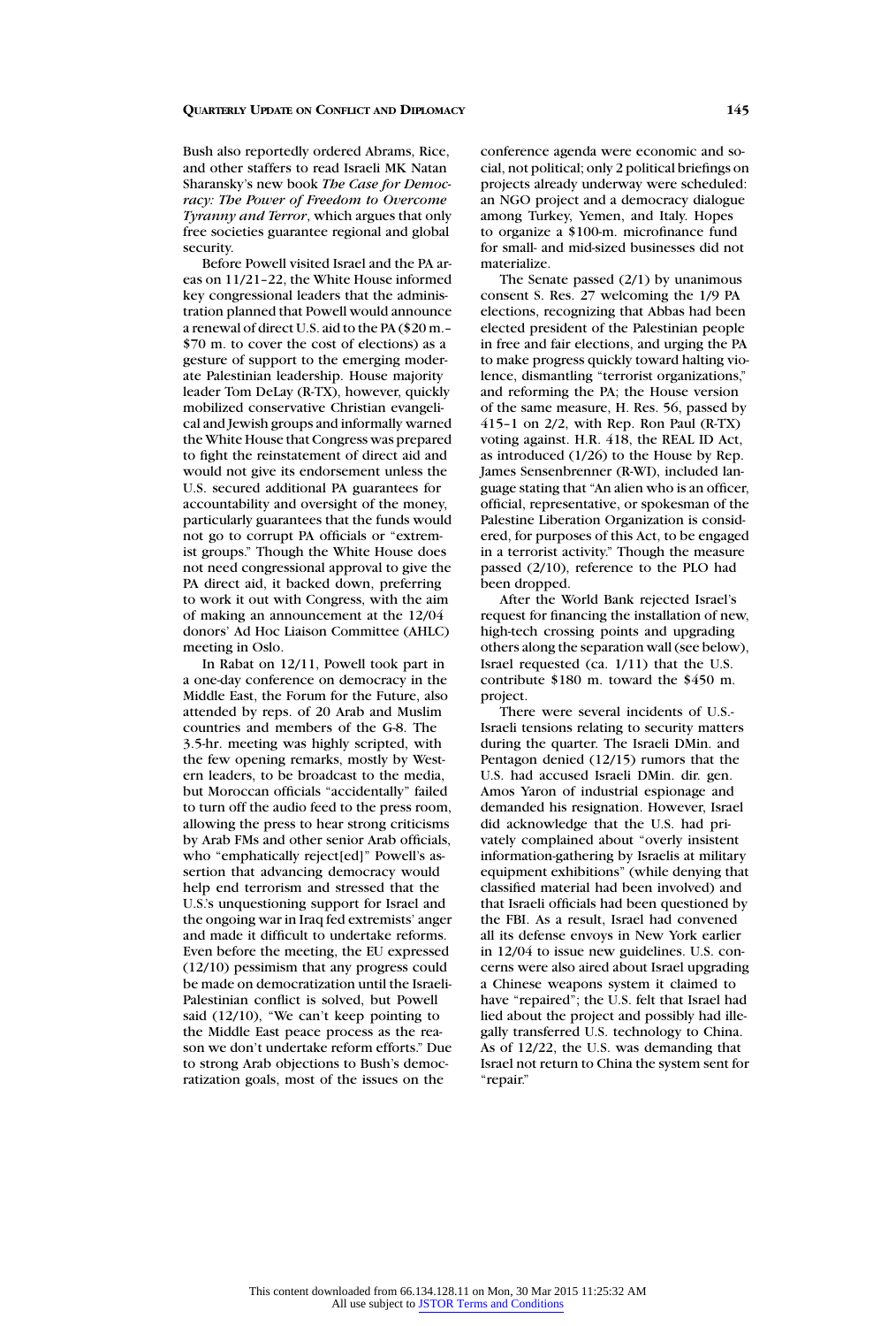Bush also reportedly ordered Abrams, Rice, and other staffers to read Israeli MK Natan Sharansky's new book *The Case for Democracy: The Power of Freedom to Overcome Tyranny and Terror*, which argues that only free societies guarantee regional and global security.

Before Powell visited Israel and the PA areas on 11/21–22, the White House informed key congressional leaders that the administration planned that Powell would announce a renewal of direct U.S. aid to the PA ($20 m.–$70 m. to cover the cost of elections) as a gesture of support to the emerging moderate Palestinian leadership. House majority leader Tom DeLay (R-TX), however, quickly mobilized conservative Christian evangelical and Jewish groups and informally warned the White House that Congress was prepared to fight the reinstatement of direct aid and would not give its endorsement unless the U.S. secured additional PA guarantees for accountability and oversight of the money, particularly guarantees that the funds would not go to corrupt PA officials or "extremist groups." Though the White House does not need congressional approval to give the PA direct aid, it backed down, preferring to work it out with Congress, with the aim of making an announcement at the 12/04 donors' Ad Hoc Liaison Committee (AHLC) meeting in Oslo.

In Rabat on 12/11, Powell took part in a one-day conference on democracy in the Middle East, the Forum for the Future, also attended by reps. of 20 Arab and Muslim countries and members of the G-8. The 3.5-hr. meeting was highly scripted, with the few opening remarks, mostly by Western leaders, to be broadcast to the media, but Moroccan officials "accidentally" failed to turn off the audio feed to the press room, allowing the press to hear strong criticisms by Arab FMs and other senior Arab officials, who "emphatically reject[ed]" Powell's assertion that advancing democracy would help end terrorism and stressed that the U.S.'s unquestioning support for Israel and the ongoing war in Iraq fed extremists' anger and made it difficult to undertake reforms. Even before the meeting, the EU expressed (12/10) pessimism that any progress could be made on democratization until the Israeli-Palestinian conflict is solved, but Powell said (12/10), "We can't keep pointing to the Middle East peace process as the reason we don't undertake reform efforts." Due to strong Arab objections to Bush's democratization goals, most of the issues on the conference agenda were economic and social, not political; only 2 political briefings on projects already underway were scheduled: an NGO project and a democracy dialogue among Turkey, Yemen, and Italy. Hopes to organize a $100-m. microfinance fund for small- and mid-sized businesses did not materialize.

The Senate passed (2/1) by unanimous consent S. Res. 27 welcoming the 1/9 PA elections, recognizing that Abbas had been elected president of the Palestinian people in free and fair elections, and urging the PA to make progress quickly toward halting violence, dismantling "terrorist organizations," and reforming the PA; the House version of the same measure, H. Res. 56, passed by 415–1 on 2/2, with Rep. Ron Paul (R-TX) voting against. H.R. 418, the REAL ID Act, as introduced (1/26) to the House by Rep. James Sensenbrenner (R-WI), included language stating that "An alien who is an officer, official, representative, or spokesman of the Palestine Liberation Organization is considered, for purposes of this Act, to be engaged in a terrorist activity." Though the measure passed (2/10), reference to the PLO had been dropped.

After the World Bank rejected Israel's request for financing the installation of new, high-tech crossing points and upgrading others along the separation wall (see below), Israel requested (ca. 1/11) that the U.S. contribute $180 m. toward the $450 m. project.

There were several incidents of U.S.-Israeli tensions relating to security matters during the quarter. The Israeli DMin. and Pentagon denied (12/15) rumors that the U.S. had accused Israeli DMin. dir. gen. Amos Yaron of industrial espionage and demanded his resignation. However, Israel did acknowledge that the U.S. had privately complained about "overly insistent information-gathering by Israelis at military equipment exhibitions" (while denying that classified material had been involved) and that Israeli officials had been questioned by the FBI. As a result, Israel had convened all its defense envoys in New York earlier in 12/04 to issue new guidelines. U.S. concerns were also aired about Israel upgrading a Chinese weapons system it claimed to have "repaired"; the U.S. felt that Israel had lied about the project and possibly had illegally transferred U.S. technology to China. As of 12/22, the U.S. was demanding that Israel not return to China the system sent for "repair."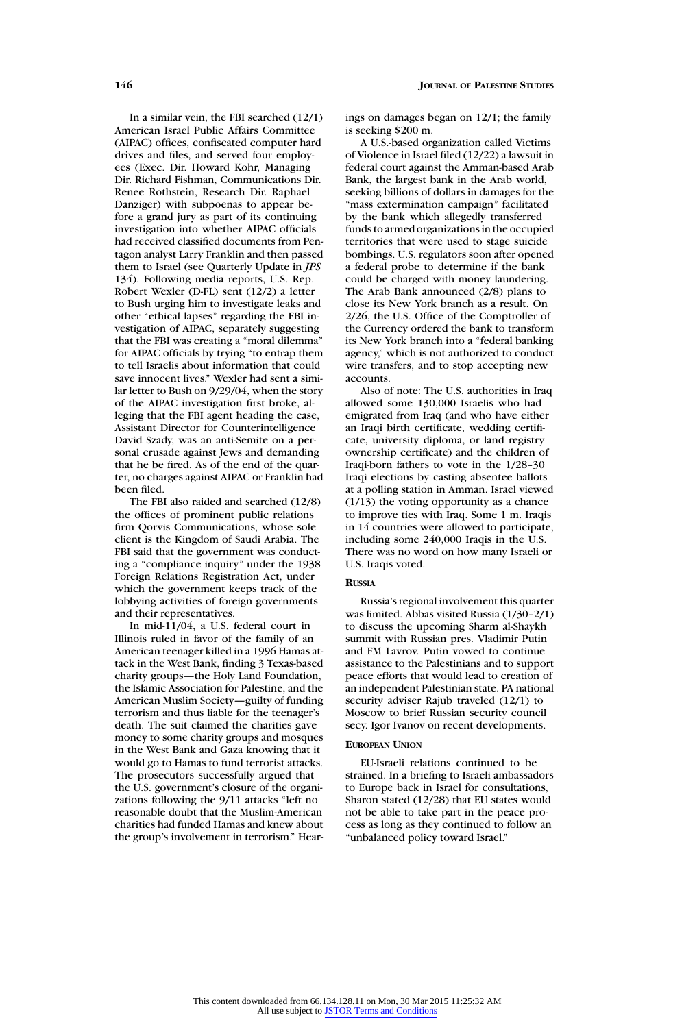In a similar vein, the FBI searched (12/1) American Israel Public Affairs Committee (AIPAC) offices, confiscated computer hard drives and files, and served four employees (Exec. Dir. Howard Kohr, Managing Dir. Richard Fishman, Communications Dir. Renee Rothstein, Research Dir. Raphael Danziger) with subpoenas to appear before a grand jury as part of its continuing investigation into whether AIPAC officials had received classified documents from Pentagon analyst Larry Franklin and then passed them to Israel (see Quarterly Update in *JPS* 134). Following media reports, U.S. Rep. Robert Wexler (D-FL) sent (12/2) a letter to Bush urging him to investigate leaks and other "ethical lapses" regarding the FBI investigation of AIPAC, separately suggesting that the FBI was creating a "moral dilemma" for AIPAC officials by trying "to entrap them to tell Israelis about information that could save innocent lives." Wexler had sent a similar letter to Bush on 9/29/04, when the story of the AIPAC investigation first broke, alleging that the FBI agent heading the case, Assistant Director for Counterintelligence David Szady, was an anti-Semite on a personal crusade against Jews and demanding that he be fired. As of the end of the quarter, no charges against AIPAC or Franklin had been filed.

The FBI also raided and searched (12/8) the offices of prominent public relations firm Qorvis Communications, whose sole client is the Kingdom of Saudi Arabia. The FBI said that the government was conducting a "compliance inquiry" under the 1938 Foreign Relations Registration Act, under which the government keeps track of the lobbying activities of foreign governments and their representatives.

In mid-11/04, a U.S. federal court in Illinois ruled in favor of the family of an American teenager killed in a 1996 Hamas attack in the West Bank, finding 3 Texas-based charity groups—the Holy Land Foundation, the Islamic Association for Palestine, and the American Muslim Society—guilty of funding terrorism and thus liable for the teenager's death. The suit claimed the charities gave money to some charity groups and mosques in the West Bank and Gaza knowing that it would go to Hamas to fund terrorist attacks. The prosecutors successfully argued that the U.S. government's closure of the organizations following the 9/11 attacks "left no reasonable doubt that the Muslim-American charities had funded Hamas and knew about the group's involvement in terrorism." Hearings on damages began on 12/1; the family is seeking $200 m.

A U.S.-based organization called Victims of Violence in Israel filed (12/22) a lawsuit in federal court against the Amman-based Arab Bank, the largest bank in the Arab world, seeking billions of dollars in damages for the "mass extermination campaign" facilitated by the bank which allegedly transferred funds to armed organizations in the occupied territories that were used to stage suicide bombings. U.S. regulators soon after opened a federal probe to determine if the bank could be charged with money laundering. The Arab Bank announced (2/8) plans to close its New York branch as a result. On 2/26, the U.S. Office of the Comptroller of the Currency ordered the bank to transform its New York branch into a "federal banking agency," which is not authorized to conduct wire transfers, and to stop accepting new accounts.

Also of note: The U.S. authorities in Iraq allowed some 130,000 Israelis who had emigrated from Iraq (and who have either an Iraqi birth certificate, wedding certificate, university diploma, or land registry ownership certificate) and the children of Iraqi-born fathers to vote in the 1/28–30 Iraqi elections by casting absentee ballots at a polling station in Amman. Israel viewed (1/13) the voting opportunity as a chance to improve ties with Iraq. Some 1 m. Iraqis in 14 countries were allowed to participate, including some 240,000 Iraqis in the U.S. There was no word on how many Israeli or U.S. Iraqis voted.

### RUSSIA

Russia's regional involvement this quarter was limited. Abbas visited Russia (1/30–2/1) to discuss the upcoming Sharm al-Shaykh summit with Russian pres. Vladimir Putin and FM Lavrov. Putin vowed to continue assistance to the Palestinians and to support peace efforts that would lead to creation of an independent Palestinian state. PA national security adviser Rajub traveled (12/1) to Moscow to brief Russian security council secy. Igor Ivanov on recent developments.

### EUROPEAN UNION

EU-Israeli relations continued to be strained. In a briefing to Israeli ambassadors to Europe back in Israel for consultations, Sharon stated (12/28) that EU states would not be able to take part in the peace process as long as they continued to follow an "unbalanced policy toward Israel."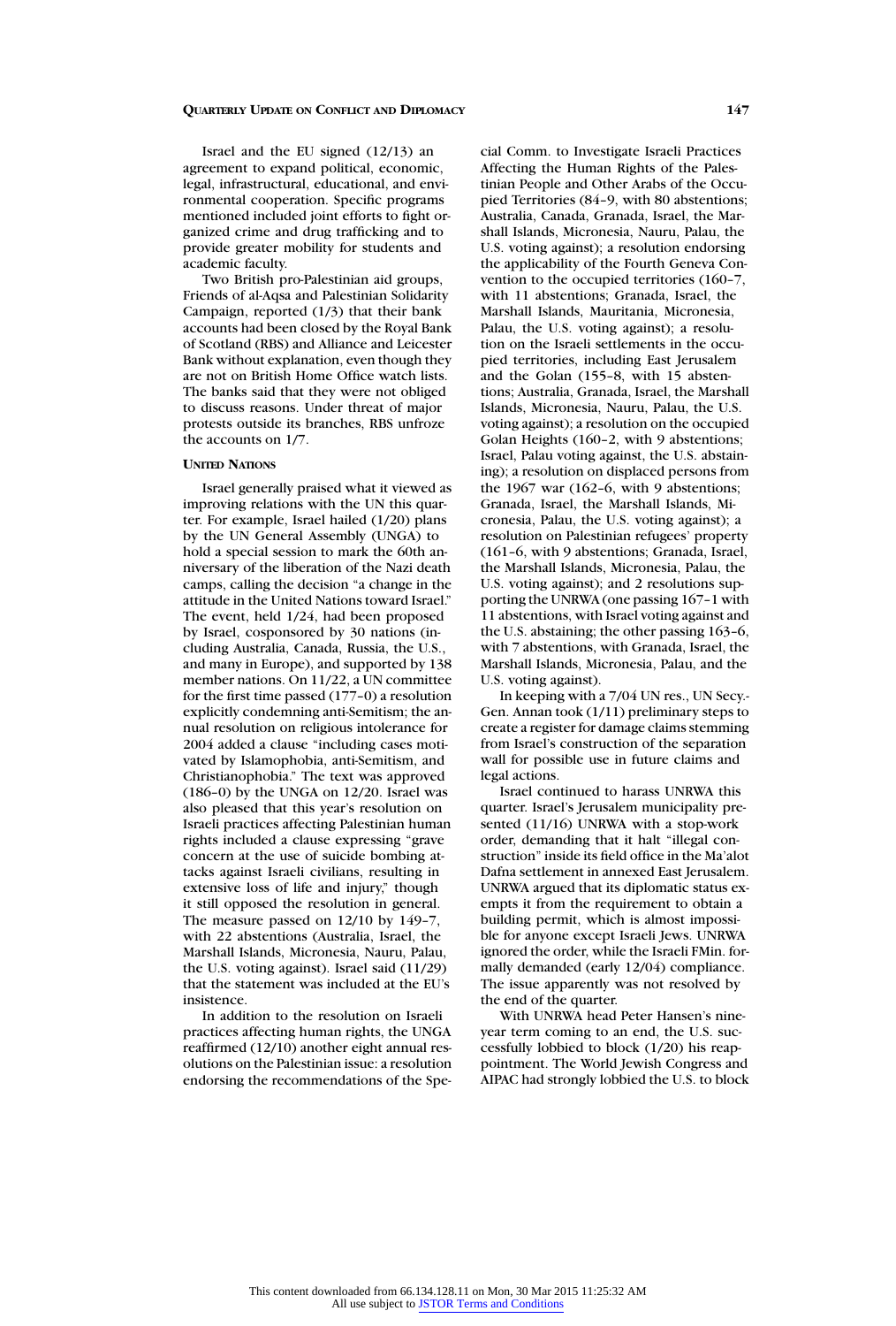Israel and the EU signed (12/13) an agreement to expand political, economic, legal, infrastructural, educational, and environmental cooperation. Specific programs mentioned included joint efforts to fight organized crime and drug trafficking and to provide greater mobility for students and academic faculty.

Two British pro-Palestinian aid groups, Friends of al-Aqsa and Palestinian Solidarity Campaign, reported (1/3) that their bank accounts had been closed by the Royal Bank of Scotland (RBS) and Alliance and Leicester Bank without explanation, even though they are not on British Home Office watch lists. The banks said that they were not obliged to discuss reasons. Under threat of major protests outside its branches, RBS unfroze the accounts on 1/7.

### UNITED NATIONS

Israel generally praised what it viewed as improving relations with the UN this quarter. For example, Israel hailed (1/20) plans by the UN General Assembly (UNGA) to hold a special session to mark the 60th anniversary of the liberation of the Nazi death camps, calling the decision "a change in the attitude in the United Nations toward Israel." The event, held 1/24, had been proposed by Israel, cosponsored by 30 nations (including Australia, Canada, Russia, the U.S., and many in Europe), and supported by 138 member nations. On 11/22, a UN committee for the first time passed (177–0) a resolution explicitly condemning anti-Semitism; the annual resolution on religious intolerance for 2004 added a clause "including cases motivated by Islamophobia, anti-Semitism, and Christianophobia." The text was approved (186–0) by the UNGA on 12/20. Israel was also pleased that this year's resolution on Israeli practices affecting Palestinian human rights included a clause expressing "grave concern at the use of suicide bombing attacks against Israeli civilians, resulting in extensive loss of life and injury," though it still opposed the resolution in general. The measure passed on 12/10 by 149–7, with 22 abstentions (Australia, Israel, the Marshall Islands, Micronesia, Nauru, Palau, the U.S. voting against). Israel said (11/29) that the statement was included at the EU's insistence.

In addition to the resolution on Israeli practices affecting human rights, the UNGA reaffirmed (12/10) another eight annual resolutions on the Palestinian issue: a resolution endorsing the recommendations of the Special Comm. to Investigate Israeli Practices Affecting the Human Rights of the Palestinian People and Other Arabs of the Occupied Territories (84–9, with 80 abstentions; Australia, Canada, Granada, Israel, the Marshall Islands, Micronesia, Nauru, Palau, the U.S. voting against); a resolution endorsing the applicability of the Fourth Geneva Convention to the occupied territories (160–7, with 11 abstentions; Granada, Israel, the Marshall Islands, Mauritania, Micronesia, Palau, the U.S. voting against); a resolution on the Israeli settlements in the occupied territories, including East Jerusalem and the Golan (155–8, with 15 abstentions; Australia, Granada, Israel, the Marshall Islands, Micronesia, Nauru, Palau, the U.S. voting against); a resolution on the occupied Golan Heights (160–2, with 9 abstentions; Israel, Palau voting against, the U.S. abstaining); a resolution on displaced persons from the 1967 war (162–6, with 9 abstentions; Granada, Israel, the Marshall Islands, Micronesia, Palau, the U.S. voting against); a resolution on Palestinian refugees' property (161–6, with 9 abstentions; Granada, Israel, the Marshall Islands, Micronesia, Palau, the U.S. voting against); and 2 resolutions supporting the UNRWA (one passing 167–1 with 11 abstentions, with Israel voting against and the U.S. abstaining; the other passing 163–6, with 7 abstentions, with Granada, Israel, the Marshall Islands, Micronesia, Palau, and the U.S. voting against).

In keeping with a 7/04 UN res., UN Secy.-Gen. Annan took (1/11) preliminary steps to create a register for damage claims stemming from Israel's construction of the separation wall for possible use in future claims and legal actions.

Israel continued to harass UNRWA this quarter. Israel's Jerusalem municipality presented (11/16) UNRWA with a stop-work order, demanding that it halt "illegal construction" inside its field office in the Ma'alot Dafna settlement in annexed East Jerusalem. UNRWA argued that its diplomatic status exempts it from the requirement to obtain a building permit, which is almost impossible for anyone except Israeli Jews. UNRWA ignored the order, while the Israeli FMin. formally demanded (early 12/04) compliance. The issue apparently was not resolved by the end of the quarter.

With UNRWA head Peter Hansen's nine-year term coming to an end, the U.S. successfully lobbied to block (1/20) his reappointment. The World Jewish Congress and AIPAC had strongly lobbied the U.S. to block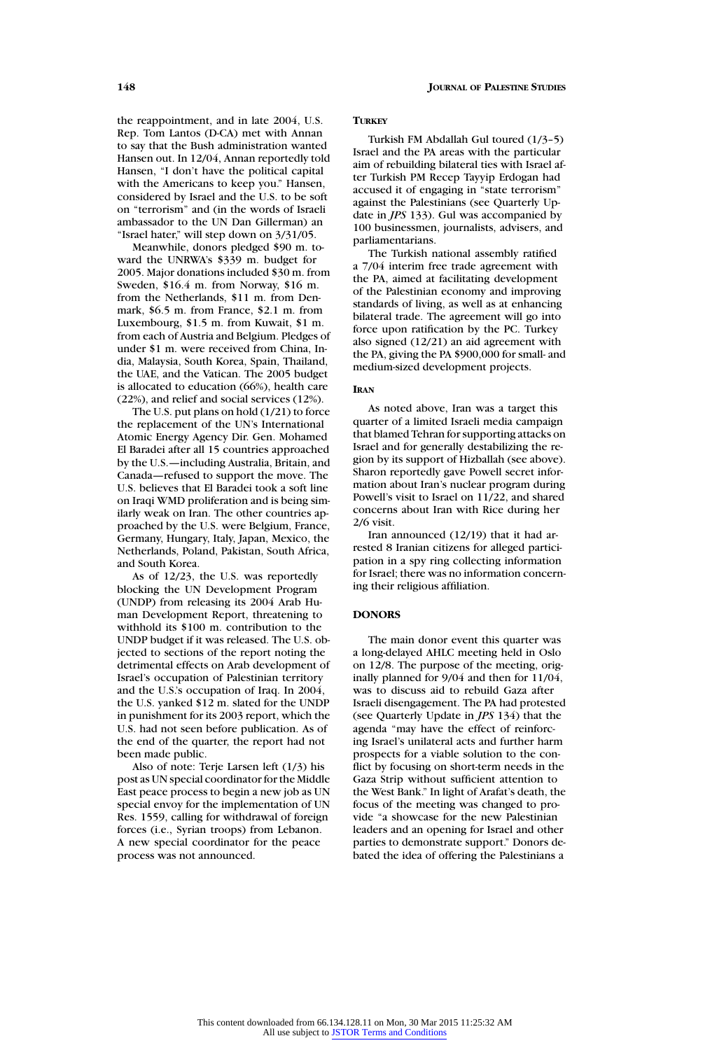the reappointment, and in late 2004, U.S. Rep. Tom Lantos (D-CA) met with Annan to say that the Bush administration wanted Hansen out. In 12/04, Annan reportedly told Hansen, "I don't have the political capital with the Americans to keep you." Hansen, considered by Israel and the U.S. to be soft on "terrorism" and (in the words of Israeli ambassador to the UN Dan Gillerman) an "Israel hater," will step down on 3/31/05.

Meanwhile, donors pledged $90 m. toward the UNRWA's $339 m. budget for 2005. Major donations included $30 m. from Sweden, $16.4 m. from Norway, $16 m. from the Netherlands, $11 m. from Denmark, $6.5 m. from France, $2.1 m. from Luxembourg, $1.5 m. from Kuwait, $1 m. from each of Austria and Belgium. Pledges of under $1 m. were received from China, India, Malaysia, South Korea, Spain, Thailand, the UAE, and the Vatican. The 2005 budget is allocated to education (66%), health care (22%), and relief and social services (12%).

The U.S. put plans on hold (1/21) to force the replacement of the UN's International Atomic Energy Agency Dir. Gen. Mohamed El Baradei after all 15 countries approached by the U.S.—including Australia, Britain, and Canada—refused to support the move. The U.S. believes that El Baradei took a soft line on Iraqi WMD proliferation and is being similarly weak on Iran. The other countries approached by the U.S. were Belgium, France, Germany, Hungary, Italy, Japan, Mexico, the Netherlands, Poland, Pakistan, South Africa, and South Korea.

As of 12/23, the U.S. was reportedly blocking the UN Development Program (UNDP) from releasing its 2004 Arab Human Development Report, threatening to withhold its $100 m. contribution to the UNDP budget if it was released. The U.S. objected to sections of the report noting the detrimental effects on Arab development of Israel's occupation of Palestinian territory and the U.S.'s occupation of Iraq. In 2004, the U.S. yanked $12 m. slated for the UNDP in punishment for its 2003 report, which the U.S. had not seen before publication. As of the end of the quarter, the report had not been made public.

Also of note: Terje Larsen left (1/3) his post as UN special coordinator for the Middle East peace process to begin a new job as UN special envoy for the implementation of UN Res. 1559, calling for withdrawal of foreign forces (i.e., Syrian troops) from Lebanon. A new special coordinator for the peace process was not announced.

### Turkey

Turkish FM Abdallah Gul toured (1/3–5) Israel and the PA areas with the particular aim of rebuilding bilateral ties with Israel after Turkish PM Recep Tayyip Erdogan had accused it of engaging in "state terrorism" against the Palestinians (see Quarterly Update in *JPS* 133). Gul was accompanied by 100 businessmen, journalists, advisers, and parliamentarians.

The Turkish national assembly ratified a 7/04 interim free trade agreement with the PA, aimed at facilitating development of the Palestinian economy and improving standards of living, as well as at enhancing bilateral trade. The agreement will go into force upon ratification by the PC. Turkey also signed (12/21) an aid agreement with the PA, giving the PA $900,000 for small- and medium-sized development projects.

### Iran

As noted above, Iran was a target this quarter of a limited Israeli media campaign that blamed Tehran for supporting attacks on Israel and for generally destabilizing the region by its support of Hizballah (see above). Sharon reportedly gave Powell secret information about Iran's nuclear program during Powell's visit to Israel on 11/22, and shared concerns about Iran with Rice during her 2/6 visit.

Iran announced (12/19) that it had arrested 8 Iranian citizens for alleged participation in a spy ring collecting information for Israel; there was no information concerning their religious affiliation.

## DONORS

The main donor event this quarter was a long-delayed AHLC meeting held in Oslo on 12/8. The purpose of the meeting, originally planned for 9/04 and then for 11/04, was to discuss aid to rebuild Gaza after Israeli disengagement. The PA had protested (see Quarterly Update in *JPS* 134) that the agenda "may have the effect of reinforcing Israel's unilateral acts and further harm prospects for a viable solution to the conflict by focusing on short-term needs in the Gaza Strip without sufficient attention to the West Bank." In light of Arafat's death, the focus of the meeting was changed to provide "a showcase for the new Palestinian leaders and an opening for Israel and other parties to demonstrate support." Donors debated the idea of offering the Palestinians a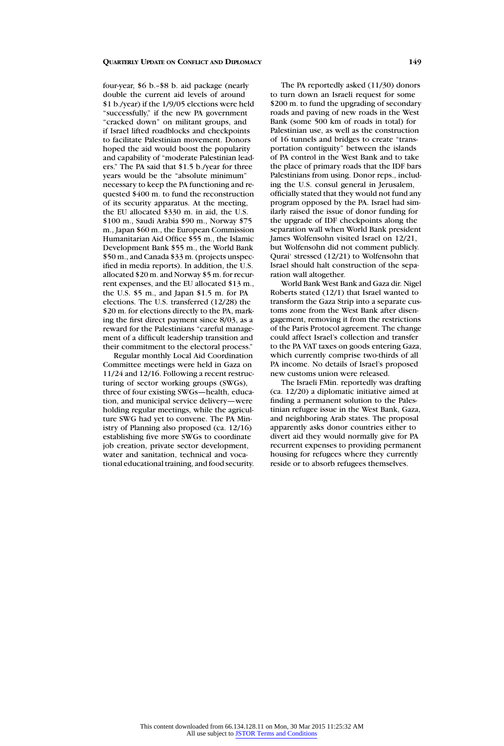four-year, $6 b.–$8 b. aid package (nearly double the current aid levels of around $1 b./year) if the 1/9/05 elections were held "successfully," if the new PA government "cracked down" on militant groups, and if Israel lifted roadblocks and checkpoints to facilitate Palestinian movement. Donors hoped the aid would boost the popularity and capability of "moderate Palestinian leaders." The PA said that $1.5 b./year for three years would be the "absolute minimum" necessary to keep the PA functioning and requested $400 m. to fund the reconstruction of its security apparatus. At the meeting, the EU allocated $330 m. in aid, the U.S. $100 m., Saudi Arabia $90 m., Norway $75 m., Japan $60 m., the European Commission Humanitarian Aid Office $55 m., the Islamic Development Bank $55 m., the World Bank $50 m., and Canada $33 m. (projects unspecified in media reports). In addition, the U.S. allocated $20 m. and Norway $5 m. for recurrent expenses, and the EU allocated $13 m., the U.S. $5 m., and Japan $1.5 m. for PA elections. The U.S. transferred (12/28) the $20 m. for elections directly to the PA, marking the first direct payment since 8/03, as a reward for the Palestinians "careful management of a difficult leadership transition and their commitment to the electoral process."

Regular monthly Local Aid Coordination Committee meetings were held in Gaza on 11/24 and 12/16. Following a recent restructuring of sector working groups (SWGs), three of four existing SWGs—health, education, and municipal service delivery—were holding regular meetings, while the agriculture SWG had yet to convene. The PA Ministry of Planning also proposed (ca. 12/16) establishing five more SWGs to coordinate job creation, private sector development, water and sanitation, technical and vocational educational training, and food security.

The PA reportedly asked (11/30) donors to turn down an Israeli request for some $200 m. to fund the upgrading of secondary roads and paving of new roads in the West Bank (some 500 km of roads in total) for Palestinian use, as well as the construction of 16 tunnels and bridges to create "transportation contiguity" between the islands of PA control in the West Bank and to take the place of primary roads that the IDF bars Palestinians from using. Donor reps., including the U.S. consul general in Jerusalem, officially stated that they would not fund any program opposed by the PA. Israel had similarly raised the issue of donor funding for the upgrade of IDF checkpoints along the separation wall when World Bank president James Wolfensohn visited Israel on 12/21, but Wolfensohn did not comment publicly. Qurai' stressed (12/21) to Wolfensohn that Israel should halt construction of the separation wall altogether.

World Bank West Bank and Gaza dir. Nigel Roberts stated (12/1) that Israel wanted to transform the Gaza Strip into a separate customs zone from the West Bank after disengagement, removing it from the restrictions of the Paris Protocol agreement. The change could affect Israel's collection and transfer to the PA VAT taxes on goods entering Gaza, which currently comprise two-thirds of all PA income. No details of Israel's proposed new customs union were released.

The Israeli FMin. reportedly was drafting (ca. 12/20) a diplomatic initiative aimed at finding a permanent solution to the Palestinian refugee issue in the West Bank, Gaza, and neighboring Arab states. The proposal apparently asks donor countries either to divert aid they would normally give for PA recurrent expenses to providing permanent housing for refugees where they currently reside or to absorb refugees themselves.